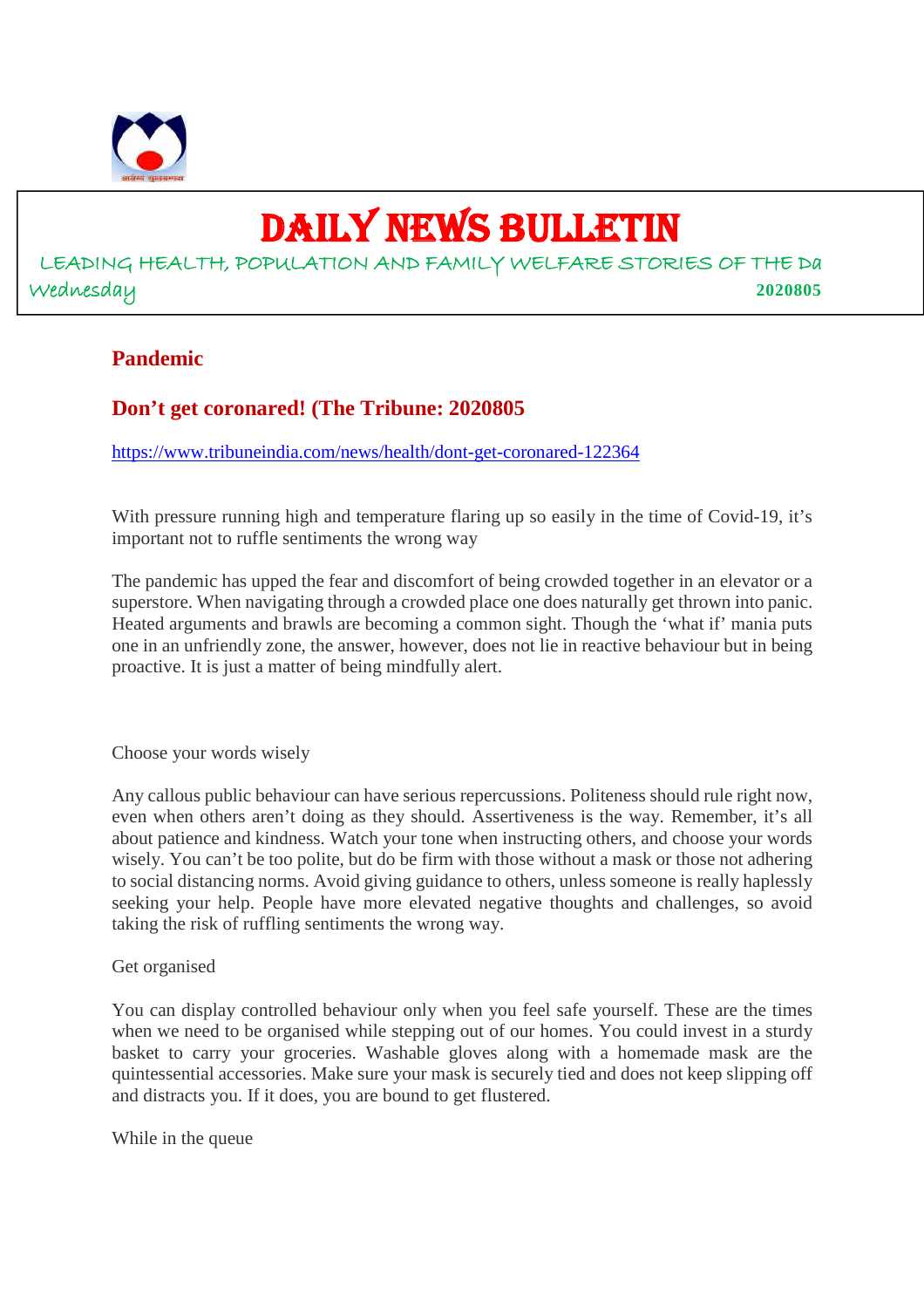# DAILY NEWS BULLETIN

LEADING HEALTH, POPULATION AND FAMILY WELFARE STORIES OF THE Da

Wednesday **2020805**

## Pandemic

## Don't get coronared! (The Tribune: 2020805

https://www.tribuneindia.com/news/health/dont-get-coronared-122364

With pressure running high and temperature flaring up so easily in the time of Covid-19, it's important not to ruffle sentiments the wrong way

The pandemic has upped the fear and discomfort of being crowded together in an elevator or a superstore. When navigating through a crowded place one does naturally get thrown into panic. Heated arguments and brawls are becoming a common sight. Though the 'what if' mania puts one in an unfriendly zone, the answer, however, does not lie in reactive behaviour but in being proactive. It is just a matter of being mindfully alert.

Choose your words wisely

Any callous public behaviour can have serious repercussions. Politeness should rule right now, even when others aren't doing as they should. Assertiveness is the way. Remember, it's all about patience and kindness. Watch your tone when instructing others, and choose your words wisely. You can't be too polite, but do be firm with those without a mask or those not adhering to social distancing norms. Avoid giving guidance to others, unless someone is really haplessly seeking your help. People have more elevated negative thoughts and challenges, so avoid taking the risk of ruffling sentiments the wrong way.

Get organised

You can display controlled behaviour only when you feel safe yourself. These are the times when we need to be organised while stepping out of our homes. You could invest in a sturdy basket to carry your groceries. Washable gloves along with a homemade mask are the quintessential accessories. Make sure your mask is securely tied and does not keep slipping off and distracts you. If it does, you are bound to get flustered.

While in the queue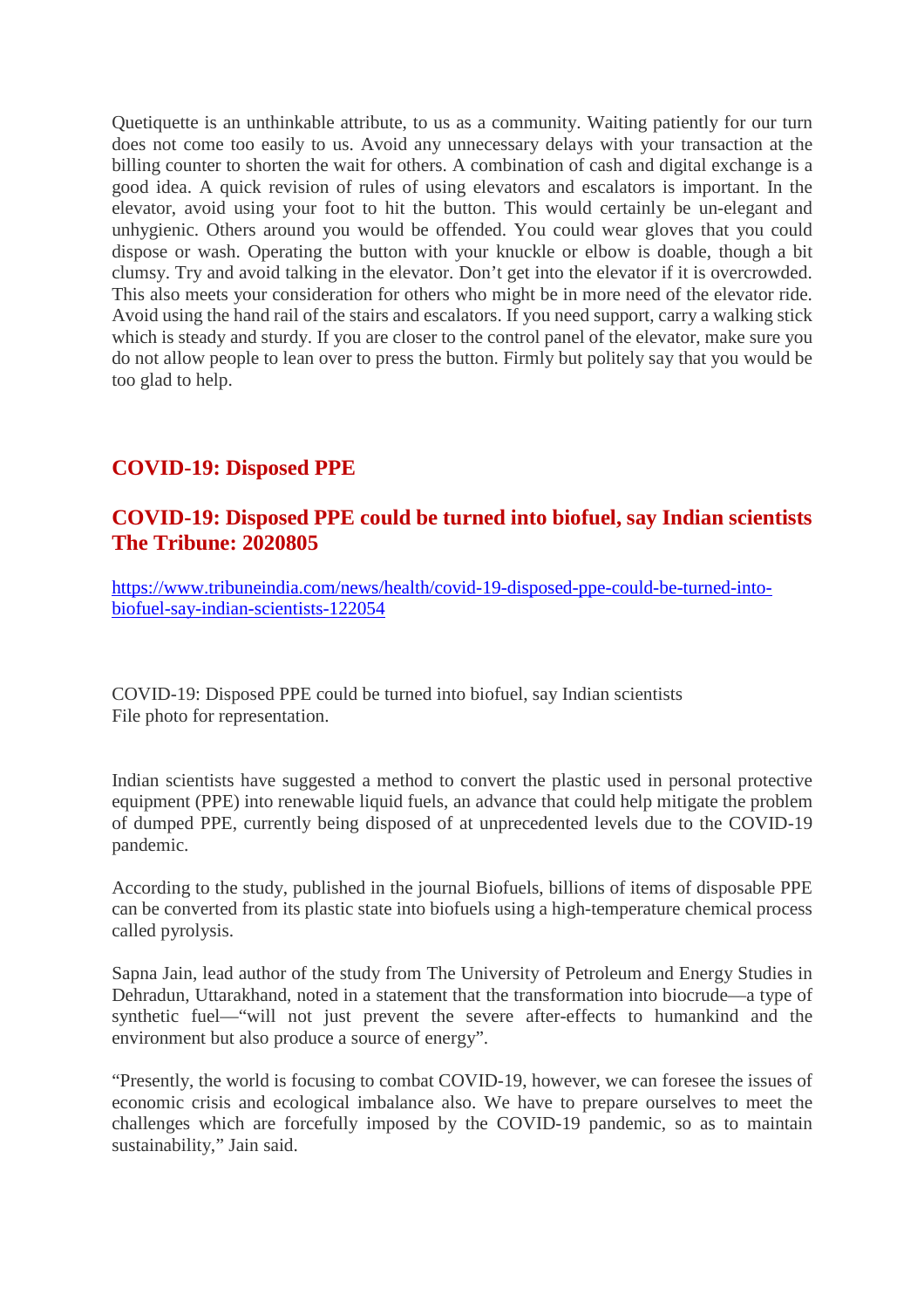Quetiquette is an unthinkable attribute, to us as a community. Waiting patiently for our turn does not come too easily to us. Avoid any unnecessary delays with your transaction at the billing counter to shorten the wait for others. A combination of cash and digital exchange is a good idea. A quick revision of rules of using elevators and escalators is important. In the elevator, avoid using your foot to hit the button. This would certainly be un-elegant and unhygienic. Others around you would be offended. You could wear gloves that you could dispose or wash. Operating the button with your knuckle or elbow is doable, though a bit clumsy. Try and avoid talking in the elevator. Don't get into the elevator if it is overcrowded. This also meets your consideration for others who might be in more need of the elevator ride. Avoid using the hand rail of the stairs and escalators. If you need support, carry a walking stick which is steady and sturdy. If you are closer to the control panel of the elevator, make sure you do not allow people to lean over to press the button. Firmly but politely say that you would be too glad to help.

## COVID-19: Disposed PPE

## COVID-19: Disposed PPE could be turned into biofuel, say Indian scientists The Tribune: 2020805

https://www.tribuneindia.com/news/health/covid-19-disposed-ppe-could-be-turned-into-biofuel-say-indian-scientists-122054

COVID-19: Disposed PPE could be turned into biofuel, say Indian scientists
File photo for representation.

Indian scientists have suggested a method to convert the plastic used in personal protective equipment (PPE) into renewable liquid fuels, an advance that could help mitigate the problem of dumped PPE, currently being disposed of at unprecedented levels due to the COVID-19 pandemic.

According to the study, published in the journal Biofuels, billions of items of disposable PPE can be converted from its plastic state into biofuels using a high-temperature chemical process called pyrolysis.

Sapna Jain, lead author of the study from The University of Petroleum and Energy Studies in Dehradun, Uttarakhand, noted in a statement that the transformation into biocrude—a type of synthetic fuel—"will not just prevent the severe after-effects to humankind and the environment but also produce a source of energy".

"Presently, the world is focusing to combat COVID-19, however, we can foresee the issues of economic crisis and ecological imbalance also. We have to prepare ourselves to meet the challenges which are forcefully imposed by the COVID-19 pandemic, so as to maintain sustainability," Jain said.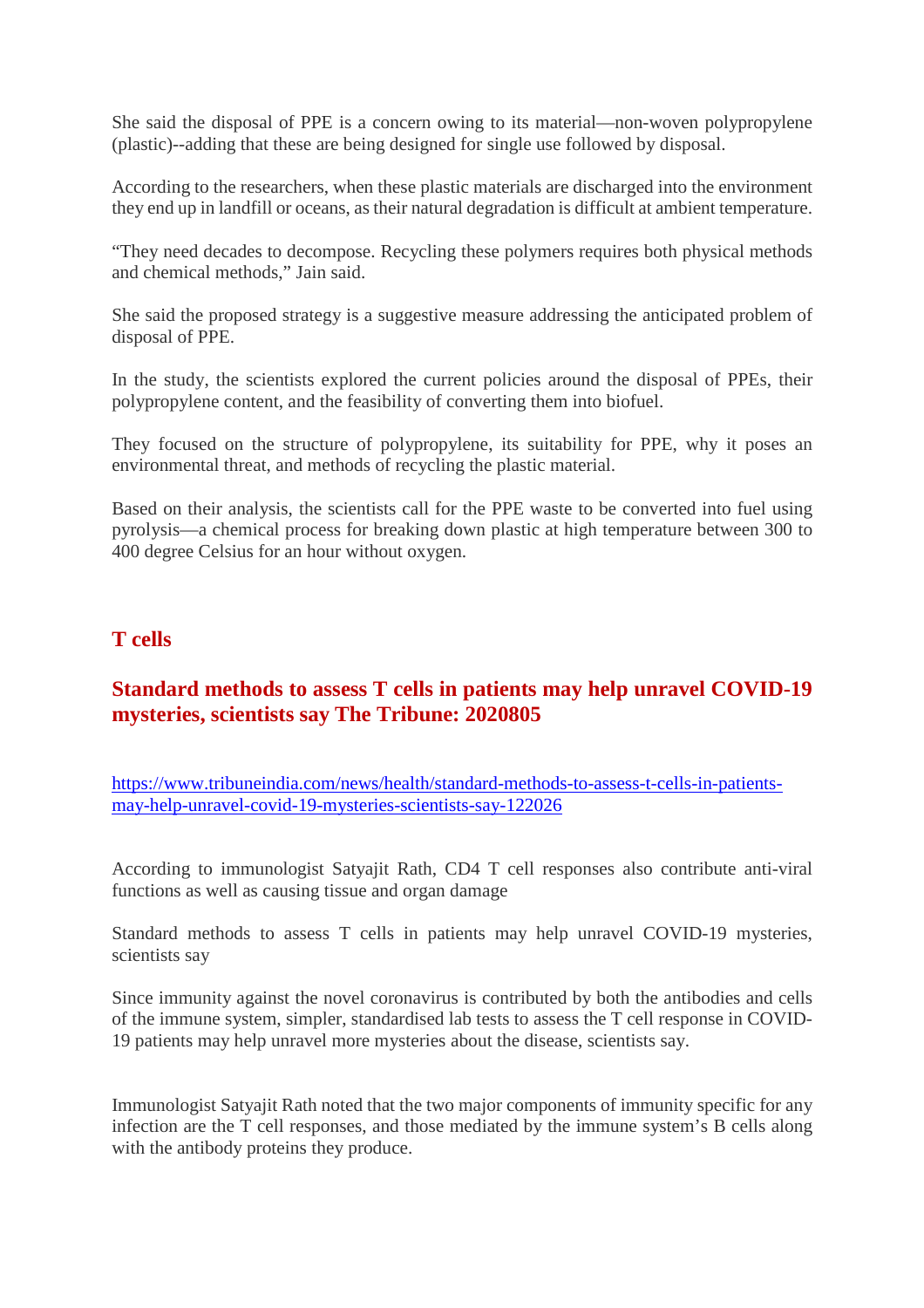She said the disposal of PPE is a concern owing to its material—non-woven polypropylene (plastic)--adding that these are being designed for single use followed by disposal.

According to the researchers, when these plastic materials are discharged into the environment they end up in landfill or oceans, as their natural degradation is difficult at ambient temperature.

“They need decades to decompose. Recycling these polymers requires both physical methods and chemical methods,” Jain said.

She said the proposed strategy is a suggestive measure addressing the anticipated problem of disposal of PPE.

In the study, the scientists explored the current policies around the disposal of PPEs, their polypropylene content, and the feasibility of converting them into biofuel.

They focused on the structure of polypropylene, its suitability for PPE, why it poses an environmental threat, and methods of recycling the plastic material.

Based on their analysis, the scientists call for the PPE waste to be converted into fuel using pyrolysis—a chemical process for breaking down plastic at high temperature between 300 to 400 degree Celsius for an hour without oxygen.

## T cells

## Standard methods to assess T cells in patients may help unravel COVID-19 mysteries, scientists say The Tribune: 2020805

[https://www.tribuneindia.com/news/health/standard-methods-to-assess-t-cells-in-patients-may-help-unravel-covid-19-mysteries-scientists-say-122026](https://www.tribuneindia.com/news/health/standard-methods-to-assess-t-cells-in-patients-may-help-unravel-covid-19-mysteries-scientists-say-122026)

According to immunologist Satyajit Rath, CD4 T cell responses also contribute anti-viral functions as well as causing tissue and organ damage

Standard methods to assess T cells in patients may help unravel COVID-19 mysteries, scientists say

Since immunity against the novel coronavirus is contributed by both the antibodies and cells of the immune system, simpler, standardised lab tests to assess the T cell response in COVID-19 patients may help unravel more mysteries about the disease, scientists say.

Immunologist Satyajit Rath noted that the two major components of immunity specific for any infection are the T cell responses, and those mediated by the immune system’s B cells along with the antibody proteins they produce.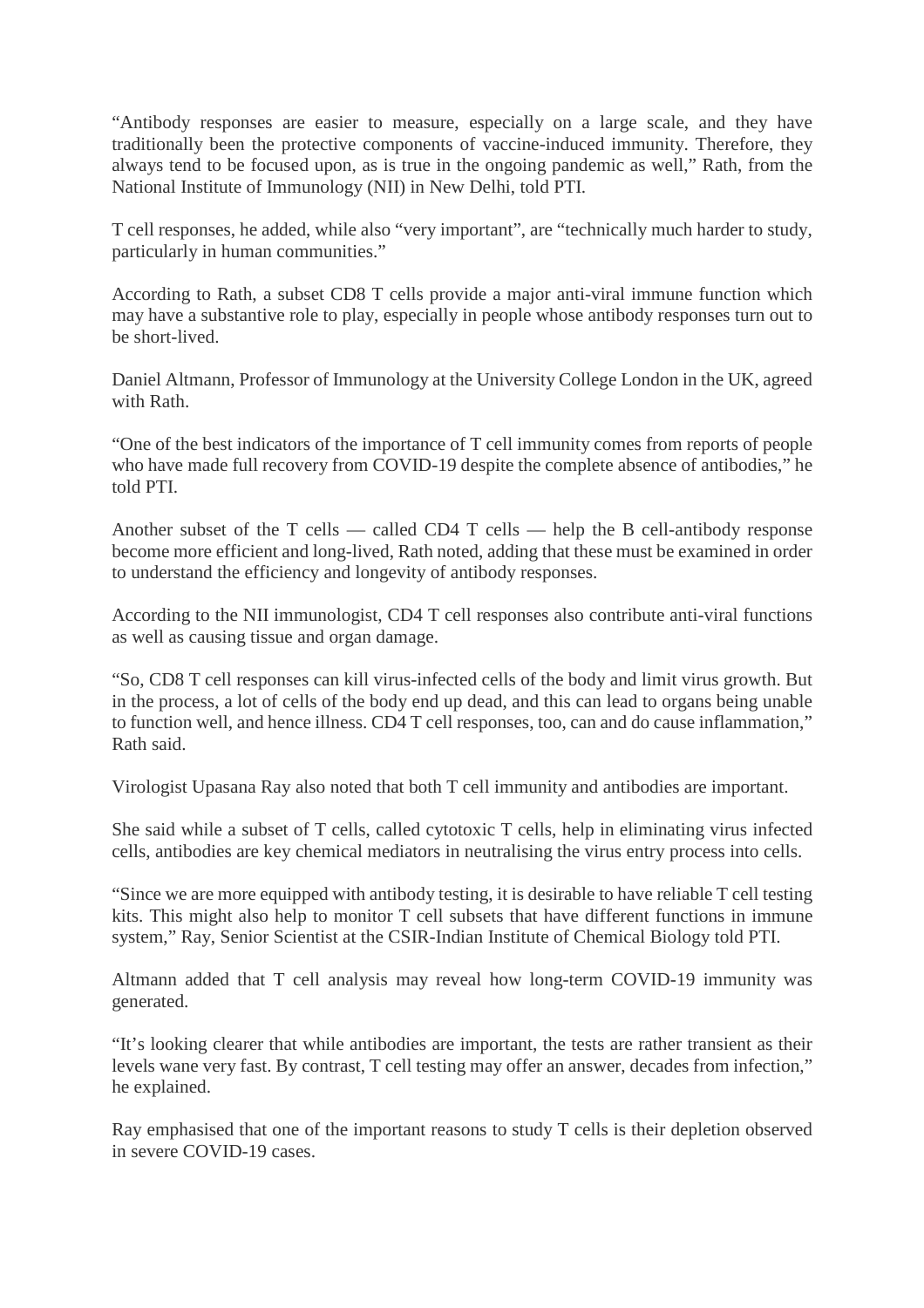"Antibody responses are easier to measure, especially on a large scale, and they have traditionally been the protective components of vaccine-induced immunity. Therefore, they always tend to be focused upon, as is true in the ongoing pandemic as well," Rath, from the National Institute of Immunology (NII) in New Delhi, told PTI.

T cell responses, he added, while also "very important", are "technically much harder to study, particularly in human communities."

According to Rath, a subset CD8 T cells provide a major anti-viral immune function which may have a substantive role to play, especially in people whose antibody responses turn out to be short-lived.

Daniel Altmann, Professor of Immunology at the University College London in the UK, agreed with Rath.

"One of the best indicators of the importance of T cell immunity comes from reports of people who have made full recovery from COVID-19 despite the complete absence of antibodies," he told PTI.

Another subset of the T cells — called CD4 T cells — help the B cell-antibody response become more efficient and long-lived, Rath noted, adding that these must be examined in order to understand the efficiency and longevity of antibody responses.

According to the NII immunologist, CD4 T cell responses also contribute anti-viral functions as well as causing tissue and organ damage.

"So, CD8 T cell responses can kill virus-infected cells of the body and limit virus growth. But in the process, a lot of cells of the body end up dead, and this can lead to organs being unable to function well, and hence illness. CD4 T cell responses, too, can and do cause inflammation," Rath said.

Virologist Upasana Ray also noted that both T cell immunity and antibodies are important.

She said while a subset of T cells, called cytotoxic T cells, help in eliminating virus infected cells, antibodies are key chemical mediators in neutralising the virus entry process into cells.

"Since we are more equipped with antibody testing, it is desirable to have reliable T cell testing kits. This might also help to monitor T cell subsets that have different functions in immune system," Ray, Senior Scientist at the CSIR-Indian Institute of Chemical Biology told PTI.

Altmann added that T cell analysis may reveal how long-term COVID-19 immunity was generated.

"It's looking clearer that while antibodies are important, the tests are rather transient as their levels wane very fast. By contrast, T cell testing may offer an answer, decades from infection," he explained.

Ray emphasised that one of the important reasons to study T cells is their depletion observed in severe COVID-19 cases.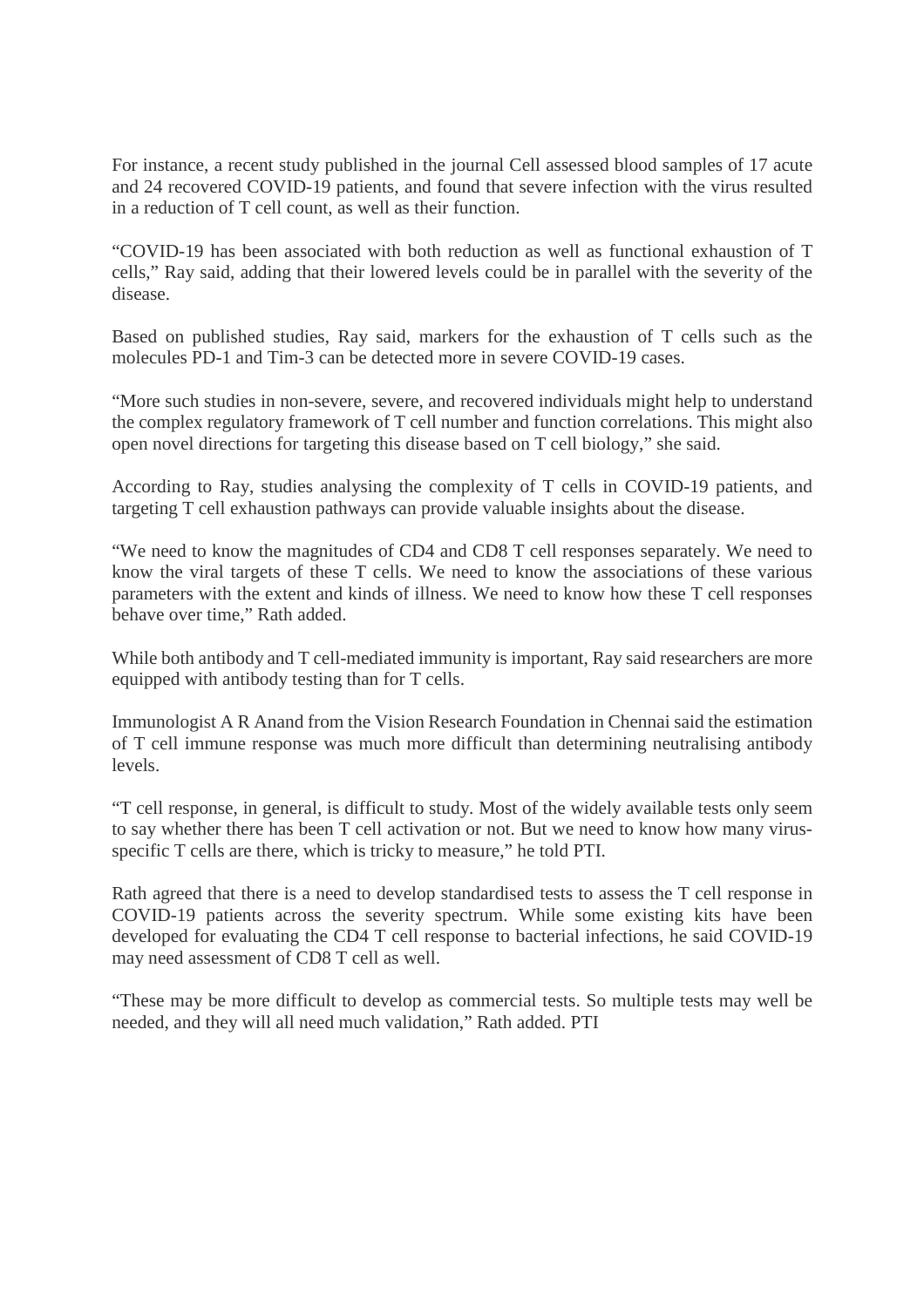For instance, a recent study published in the journal Cell assessed blood samples of 17 acute and 24 recovered COVID-19 patients, and found that severe infection with the virus resulted in a reduction of T cell count, as well as their function.

"COVID-19 has been associated with both reduction as well as functional exhaustion of T cells," Ray said, adding that their lowered levels could be in parallel with the severity of the disease.

Based on published studies, Ray said, markers for the exhaustion of T cells such as the molecules PD-1 and Tim-3 can be detected more in severe COVID-19 cases.

"More such studies in non-severe, severe, and recovered individuals might help to understand the complex regulatory framework of T cell number and function correlations. This might also open novel directions for targeting this disease based on T cell biology," she said.

According to Ray, studies analysing the complexity of T cells in COVID-19 patients, and targeting T cell exhaustion pathways can provide valuable insights about the disease.

"We need to know the magnitudes of CD4 and CD8 T cell responses separately. We need to know the viral targets of these T cells. We need to know the associations of these various parameters with the extent and kinds of illness. We need to know how these T cell responses behave over time," Rath added.

While both antibody and T cell-mediated immunity is important, Ray said researchers are more equipped with antibody testing than for T cells.

Immunologist A R Anand from the Vision Research Foundation in Chennai said the estimation of T cell immune response was much more difficult than determining neutralising antibody levels.

"T cell response, in general, is difficult to study. Most of the widely available tests only seem to say whether there has been T cell activation or not. But we need to know how many virus-specific T cells are there, which is tricky to measure," he told PTI.

Rath agreed that there is a need to develop standardised tests to assess the T cell response in COVID-19 patients across the severity spectrum. While some existing kits have been developed for evaluating the CD4 T cell response to bacterial infections, he said COVID-19 may need assessment of CD8 T cell as well.

"These may be more difficult to develop as commercial tests. So multiple tests may well be needed, and they will all need much validation," Rath added. PTI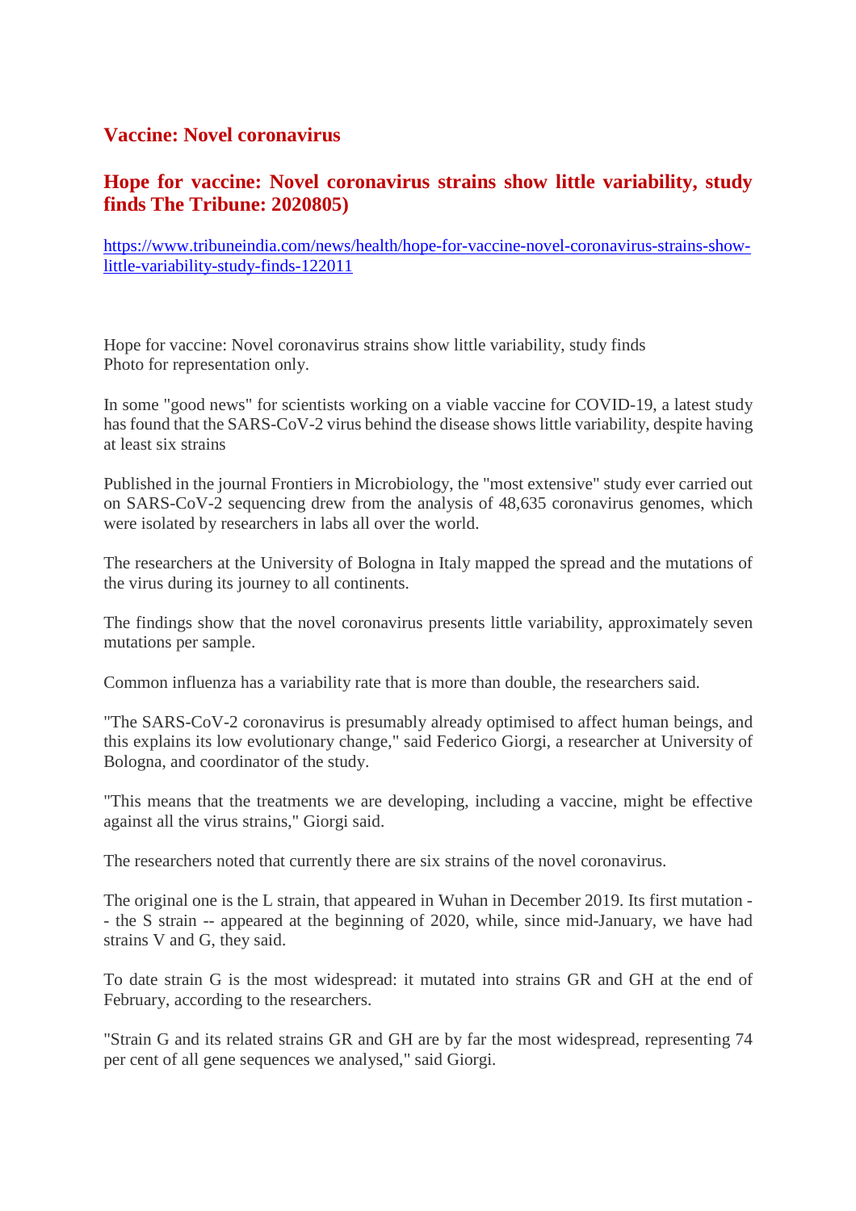## Vaccine: Novel coronavirus

### Hope for vaccine: Novel coronavirus strains show little variability, study finds The Tribune: 2020805)

https://www.tribuneindia.com/news/health/hope-for-vaccine-novel-coronavirus-strains-show-little-variability-study-finds-122011

Hope for vaccine: Novel coronavirus strains show little variability, study finds
Photo for representation only.

In some "good news" for scientists working on a viable vaccine for COVID-19, a latest study has found that the SARS-CoV-2 virus behind the disease shows little variability, despite having at least six strains

Published in the journal Frontiers in Microbiology, the "most extensive" study ever carried out on SARS-CoV-2 sequencing drew from the analysis of 48,635 coronavirus genomes, which were isolated by researchers in labs all over the world.

The researchers at the University of Bologna in Italy mapped the spread and the mutations of the virus during its journey to all continents.

The findings show that the novel coronavirus presents little variability, approximately seven mutations per sample.

Common influenza has a variability rate that is more than double, the researchers said.

"The SARS-CoV-2 coronavirus is presumably already optimised to affect human beings, and this explains its low evolutionary change," said Federico Giorgi, a researcher at University of Bologna, and coordinator of the study.

"This means that the treatments we are developing, including a vaccine, might be effective against all the virus strains," Giorgi said.

The researchers noted that currently there are six strains of the novel coronavirus.

The original one is the L strain, that appeared in Wuhan in December 2019. Its first mutation -- the S strain -- appeared at the beginning of 2020, while, since mid-January, we have had strains V and G, they said.

To date strain G is the most widespread: it mutated into strains GR and GH at the end of February, according to the researchers.

"Strain G and its related strains GR and GH are by far the most widespread, representing 74 per cent of all gene sequences we analysed," said Giorgi.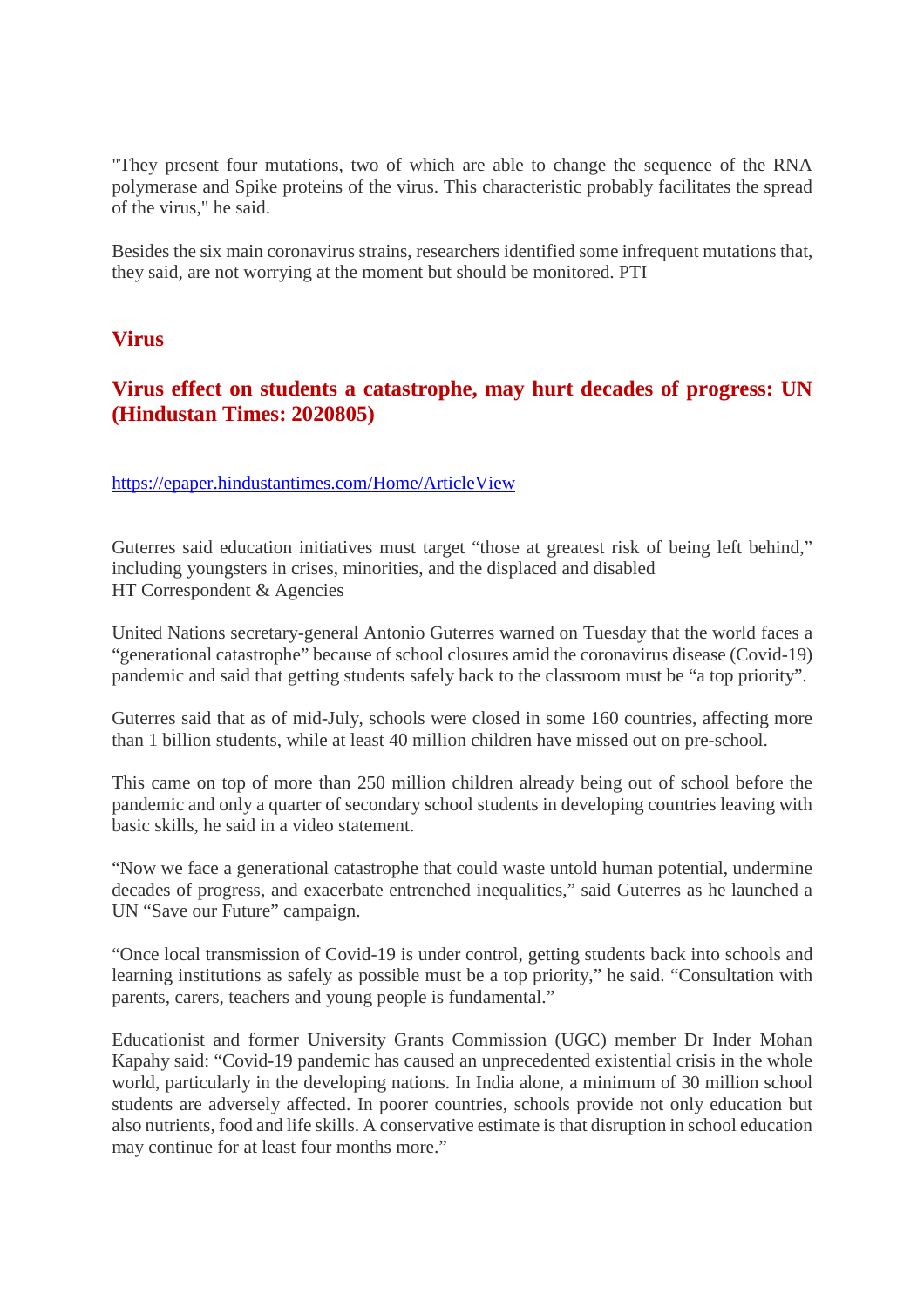"They present four mutations, two of which are able to change the sequence of the RNA polymerase and Spike proteins of the virus. This characteristic probably facilitates the spread of the virus," he said.

Besides the six main coronavirus strains, researchers identified some infrequent mutations that, they said, are not worrying at the moment but should be monitored. PTI

## Virus

## Virus effect on students a catastrophe, may hurt decades of progress: UN (Hindustan Times: 2020805)

https://epaper.hindustantimes.com/Home/ArticleView

Guterres said education initiatives must target "those at greatest risk of being left behind," including youngsters in crises, minorities, and the displaced and disabled
HT Correspondent & Agencies

United Nations secretary-general Antonio Guterres warned on Tuesday that the world faces a "generational catastrophe" because of school closures amid the coronavirus disease (Covid-19) pandemic and said that getting students safely back to the classroom must be "a top priority".

Guterres said that as of mid-July, schools were closed in some 160 countries, affecting more than 1 billion students, while at least 40 million children have missed out on pre-school.

This came on top of more than 250 million children already being out of school before the pandemic and only a quarter of secondary school students in developing countries leaving with basic skills, he said in a video statement.

"Now we face a generational catastrophe that could waste untold human potential, undermine decades of progress, and exacerbate entrenched inequalities," said Guterres as he launched a UN "Save our Future" campaign.

"Once local transmission of Covid-19 is under control, getting students back into schools and learning institutions as safely as possible must be a top priority," he said. "Consultation with parents, carers, teachers and young people is fundamental."

Educationist and former University Grants Commission (UGC) member Dr Inder Mohan Kapahy said: "Covid-19 pandemic has caused an unprecedented existential crisis in the whole world, particularly in the developing nations. In India alone, a minimum of 30 million school students are adversely affected. In poorer countries, schools provide not only education but also nutrients, food and life skills. A conservative estimate is that disruption in school education may continue for at least four months more."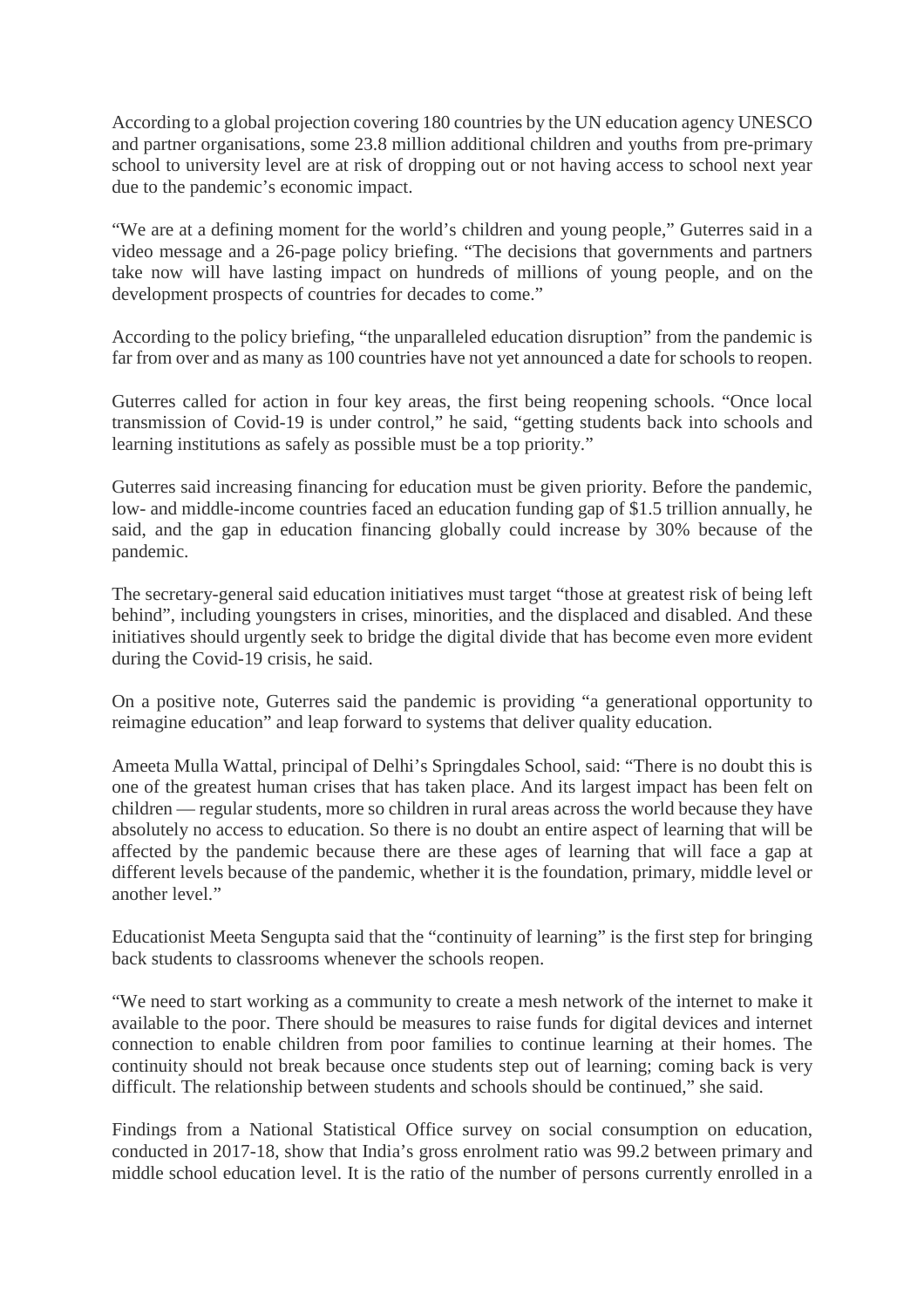According to a global projection covering 180 countries by the UN education agency UNESCO and partner organisations, some 23.8 million additional children and youths from pre-primary school to university level are at risk of dropping out or not having access to school next year due to the pandemic's economic impact.

"We are at a defining moment for the world's children and young people," Guterres said in a video message and a 26-page policy briefing. "The decisions that governments and partners take now will have lasting impact on hundreds of millions of young people, and on the development prospects of countries for decades to come."

According to the policy briefing, "the unparalleled education disruption" from the pandemic is far from over and as many as 100 countries have not yet announced a date for schools to reopen.

Guterres called for action in four key areas, the first being reopening schools. "Once local transmission of Covid-19 is under control," he said, "getting students back into schools and learning institutions as safely as possible must be a top priority."

Guterres said increasing financing for education must be given priority. Before the pandemic, low- and middle-income countries faced an education funding gap of $1.5 trillion annually, he said, and the gap in education financing globally could increase by 30% because of the pandemic.

The secretary-general said education initiatives must target "those at greatest risk of being left behind", including youngsters in crises, minorities, and the displaced and disabled. And these initiatives should urgently seek to bridge the digital divide that has become even more evident during the Covid-19 crisis, he said.

On a positive note, Guterres said the pandemic is providing "a generational opportunity to reimagine education" and leap forward to systems that deliver quality education.

Ameeta Mulla Wattal, principal of Delhi's Springdales School, said: "There is no doubt this is one of the greatest human crises that has taken place. And its largest impact has been felt on children — regular students, more so children in rural areas across the world because they have absolutely no access to education. So there is no doubt an entire aspect of learning that will be affected by the pandemic because there are these ages of learning that will face a gap at different levels because of the pandemic, whether it is the foundation, primary, middle level or another level."

Educationist Meeta Sengupta said that the "continuity of learning" is the first step for bringing back students to classrooms whenever the schools reopen.

"We need to start working as a community to create a mesh network of the internet to make it available to the poor. There should be measures to raise funds for digital devices and internet connection to enable children from poor families to continue learning at their homes. The continuity should not break because once students step out of learning; coming back is very difficult. The relationship between students and schools should be continued," she said.

Findings from a National Statistical Office survey on social consumption on education, conducted in 2017-18, show that India's gross enrolment ratio was 99.2 between primary and middle school education level. It is the ratio of the number of persons currently enrolled in a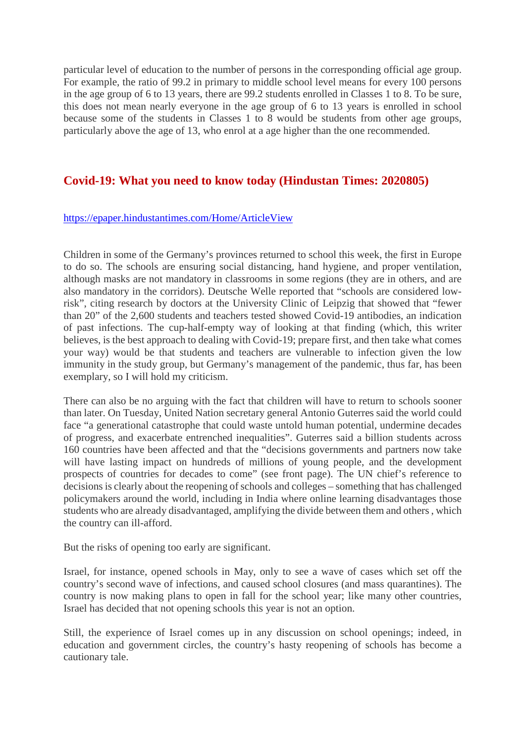particular level of education to the number of persons in the corresponding official age group. For example, the ratio of 99.2 in primary to middle school level means for every 100 persons in the age group of 6 to 13 years, there are 99.2 students enrolled in Classes 1 to 8. To be sure, this does not mean nearly everyone in the age group of 6 to 13 years is enrolled in school because some of the students in Classes 1 to 8 would be students from other age groups, particularly above the age of 13, who enrol at a age higher than the one recommended.

## Covid-19: What you need to know today (Hindustan Times: 2020805)

https://epaper.hindustantimes.com/Home/ArticleView

Children in some of the Germany's provinces returned to school this week, the first in Europe to do so. The schools are ensuring social distancing, hand hygiene, and proper ventilation, although masks are not mandatory in classrooms in some regions (they are in others, and are also mandatory in the corridors). Deutsche Welle reported that "schools are considered low-risk", citing research by doctors at the University Clinic of Leipzig that showed that "fewer than 20" of the 2,600 students and teachers tested showed Covid-19 antibodies, an indication of past infections. The cup-half-empty way of looking at that finding (which, this writer believes, is the best approach to dealing with Covid-19; prepare first, and then take what comes your way) would be that students and teachers are vulnerable to infection given the low immunity in the study group, but Germany's management of the pandemic, thus far, has been exemplary, so I will hold my criticism.

There can also be no arguing with the fact that children will have to return to schools sooner than later. On Tuesday, United Nation secretary general Antonio Guterres said the world could face "a generational catastrophe that could waste untold human potential, undermine decades of progress, and exacerbate entrenched inequalities". Guterres said a billion students across 160 countries have been affected and that the "decisions governments and partners now take will have lasting impact on hundreds of millions of young people, and the development prospects of countries for decades to come" (see front page). The UN chief's reference to decisions is clearly about the reopening of schools and colleges – something that has challenged policymakers around the world, including in India where online learning disadvantages those students who are already disadvantaged, amplifying the divide between them and others , which the country can ill-afford.

But the risks of opening too early are significant.

Israel, for instance, opened schools in May, only to see a wave of cases which set off the country's second wave of infections, and caused school closures (and mass quarantines). The country is now making plans to open in fall for the school year; like many other countries, Israel has decided that not opening schools this year is not an option.

Still, the experience of Israel comes up in any discussion on school openings; indeed, in education and government circles, the country's hasty reopening of schools has become a cautionary tale.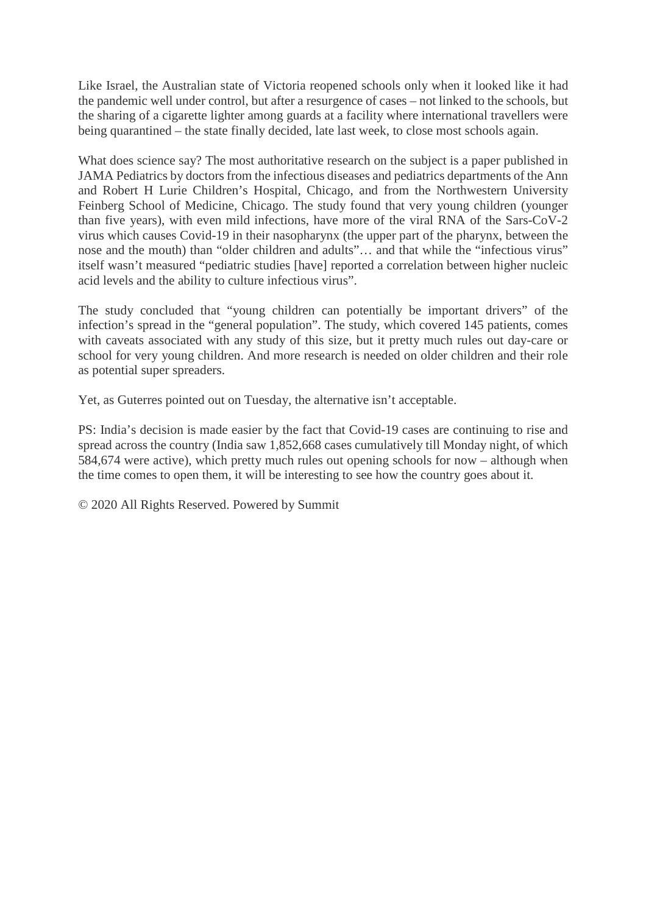Like Israel, the Australian state of Victoria reopened schools only when it looked like it had the pandemic well under control, but after a resurgence of cases – not linked to the schools, but the sharing of a cigarette lighter among guards at a facility where international travellers were being quarantined – the state finally decided, late last week, to close most schools again.

What does science say? The most authoritative research on the subject is a paper published in JAMA Pediatrics by doctors from the infectious diseases and pediatrics departments of the Ann and Robert H Lurie Children's Hospital, Chicago, and from the Northwestern University Feinberg School of Medicine, Chicago. The study found that very young children (younger than five years), with even mild infections, have more of the viral RNA of the Sars-CoV-2 virus which causes Covid-19 in their nasopharynx (the upper part of the pharynx, between the nose and the mouth) than "older children and adults"… and that while the "infectious virus" itself wasn't measured "pediatric studies [have] reported a correlation between higher nucleic acid levels and the ability to culture infectious virus".

The study concluded that "young children can potentially be important drivers" of the infection's spread in the "general population". The study, which covered 145 patients, comes with caveats associated with any study of this size, but it pretty much rules out day-care or school for very young children. And more research is needed on older children and their role as potential super spreaders.

Yet, as Guterres pointed out on Tuesday, the alternative isn't acceptable.

PS: India's decision is made easier by the fact that Covid-19 cases are continuing to rise and spread across the country (India saw 1,852,668 cases cumulatively till Monday night, of which 584,674 were active), which pretty much rules out opening schools for now – although when the time comes to open them, it will be interesting to see how the country goes about it.

© 2020 All Rights Reserved. Powered by Summit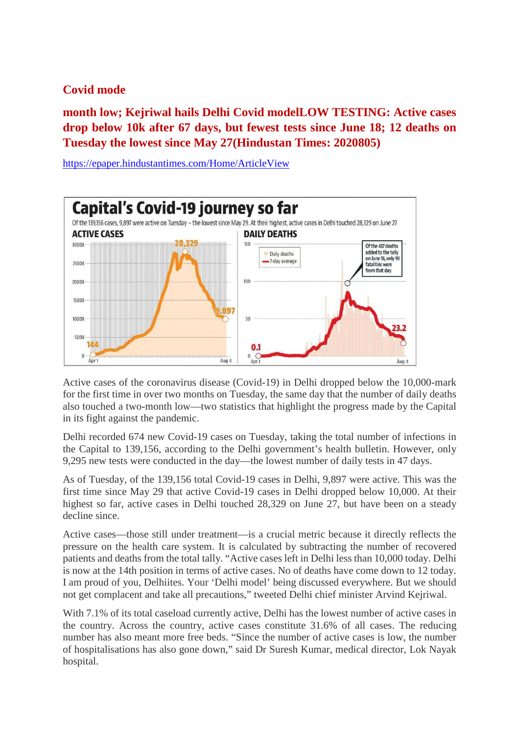## Covid mode

**month low; Kejriwal hails Delhi Covid modelLOW TESTING: Active cases drop below 10k after 67 days, but fewest tests since June 18; 12 deaths on Tuesday the lowest since May 27(Hindustan Times: 2020805)**

https://epaper.hindustantimes.com/Home/ArticleView

**Capital's Covid-19 journey so far**

Of the 139,156 cases, 9,897 were active on Tuesday – the lowest since May 29. At their highest, active cases in Delhi touched 28,329 on June 27

ACTIVE CASES — 144 (Apr 1), 28,329 (peak), 9,897 (Aug 4)

DAILY DEATHS — Daily deaths; 7-day average — 0.1 (Apr 1), 23.2 (Aug 4). Of the 437 deaths added to the tally on June 16, only 93 fatalities were from that day

Active cases of the coronavirus disease (Covid-19) in Delhi dropped below the 10,000-mark for the first time in over two months on Tuesday, the same day that the number of daily deaths also touched a two-month low—two statistics that highlight the progress made by the Capital in its fight against the pandemic.

Delhi recorded 674 new Covid-19 cases on Tuesday, taking the total number of infections in the Capital to 139,156, according to the Delhi government's health bulletin. However, only 9,295 new tests were conducted in the day—the lowest number of daily tests in 47 days.

As of Tuesday, of the 139,156 total Covid-19 cases in Delhi, 9,897 were active. This was the first time since May 29 that active Covid-19 cases in Delhi dropped below 10,000. At their highest so far, active cases in Delhi touched 28,329 on June 27, but have been on a steady decline since.

Active cases—those still under treatment—is a crucial metric because it directly reflects the pressure on the health care system. It is calculated by subtracting the number of recovered patients and deaths from the total tally. "Active cases left in Delhi less than 10,000 today. Delhi is now at the 14th position in terms of active cases. No of deaths have come down to 12 today. I am proud of you, Delhiites. Your 'Delhi model' being discussed everywhere. But we should not get complacent and take all precautions," tweeted Delhi chief minister Arvind Kejriwal.

With 7.1% of its total caseload currently active, Delhi has the lowest number of active cases in the country. Across the country, active cases constitute 31.6% of all cases. The reducing number has also meant more free beds. "Since the number of active cases is low, the number of hospitalisations has also gone down," said Dr Suresh Kumar, medical director, Lok Nayak hospital.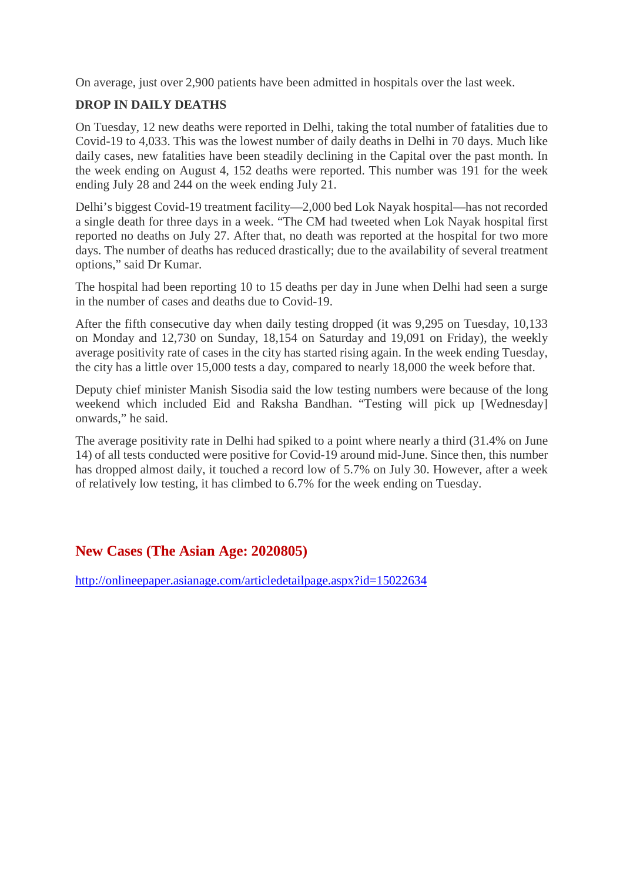On average, just over 2,900 patients have been admitted in hospitals over the last week.

**DROP IN DAILY DEATHS**

On Tuesday, 12 new deaths were reported in Delhi, taking the total number of fatalities due to Covid-19 to 4,033. This was the lowest number of daily deaths in Delhi in 70 days. Much like daily cases, new fatalities have been steadily declining in the Capital over the past month. In the week ending on August 4, 152 deaths were reported. This number was 191 for the week ending July 28 and 244 on the week ending July 21.

Delhi's biggest Covid-19 treatment facility—2,000 bed Lok Nayak hospital—has not recorded a single death for three days in a week. "The CM had tweeted when Lok Nayak hospital first reported no deaths on July 27. After that, no death was reported at the hospital for two more days. The number of deaths has reduced drastically; due to the availability of several treatment options," said Dr Kumar.

The hospital had been reporting 10 to 15 deaths per day in June when Delhi had seen a surge in the number of cases and deaths due to Covid-19.

After the fifth consecutive day when daily testing dropped (it was 9,295 on Tuesday, 10,133 on Monday and 12,730 on Sunday, 18,154 on Saturday and 19,091 on Friday), the weekly average positivity rate of cases in the city has started rising again. In the week ending Tuesday, the city has a little over 15,000 tests a day, compared to nearly 18,000 the week before that.

Deputy chief minister Manish Sisodia said the low testing numbers were because of the long weekend which included Eid and Raksha Bandhan. "Testing will pick up [Wednesday] onwards," he said.

The average positivity rate in Delhi had spiked to a point where nearly a third (31.4% on June 14) of all tests conducted were positive for Covid-19 around mid-June. Since then, this number has dropped almost daily, it touched a record low of 5.7% on July 30. However, after a week of relatively low testing, it has climbed to 6.7% for the week ending on Tuesday.

## New Cases (The Asian Age: 2020805)

http://onlineepaper.asianage.com/articledetailpage.aspx?id=15022634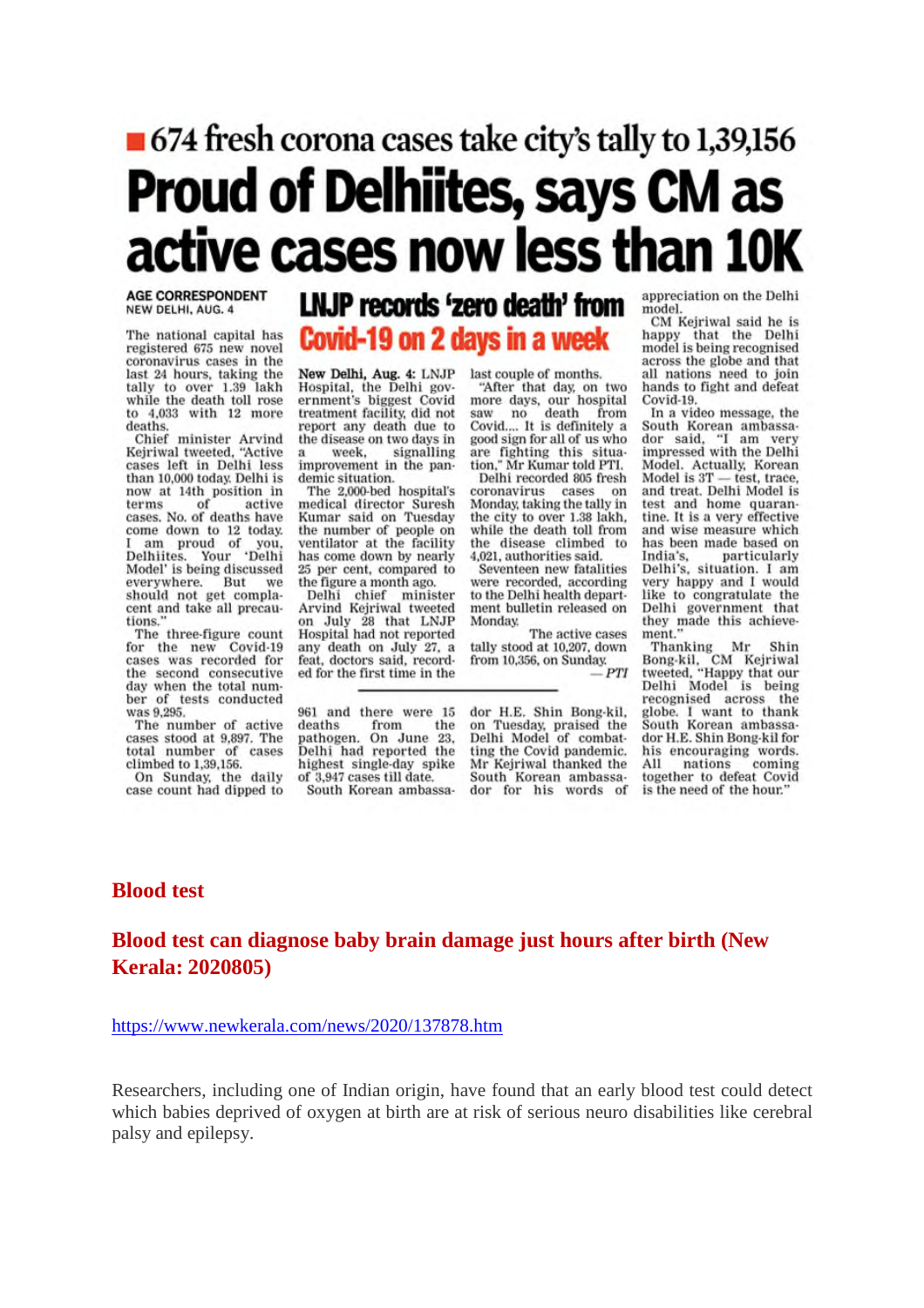# 674 fresh corona cases take city's tally to 1,39,156

# Proud of Delhiites, says CM as active cases now less than 10K

**AGE CORRESPONDENT**
NEW DELHI, AUG. 4

The national capital has registered 675 new novel coronavirus cases in the last 24 hours, taking the tally to over 1.39 lakh while the death toll rose to 4,033 with 12 more deaths.

Chief minister Arvind Kejriwal tweeted, "Active cases left in Delhi less than 10,000 today. Delhi is now at 14th position in terms of active cases. No. of deaths have come down to 12 today. I am proud of you, Delhiites. Your 'Delhi Model' is being discussed everywhere. But we should not get complacent and take all precautions."

The three-figure count for the new Covid-19 cases was recorded for the second consecutive day when the total number of tests conducted was 9,295.

The number of active cases stood at 9,897. The total number of cases climbed to 1,39,156.

On Sunday, the daily case count had dipped to 961 and there were 15 deaths from the pathogen. On June 23, Delhi had reported the highest single-day spike of 3,947 cases till date.

South Korean ambassador H.E. Shin Bong-kil, on Tuesday, praised the Delhi Model of combatting the Covid pandemic. Mr Kejriwal thanked the South Korean ambassador for his words of appreciation on the Delhi model.

CM Kejriwal said he is happy that the Delhi model is being recognised across the globe and that all nations need to join hands to fight and defeat Covid-19.

In a video message, the South Korean ambassador said, "I am very impressed with the Delhi Model. Actually, Korean Model is 3T — test, trace, and treat. Delhi Model is test and home quarantine. It is a very effective and wise measure which has been made based on India's, particularly Delhi's, situation. I am very happy and I would like to congratulate the Delhi government that they made this achievement."

Thanking Mr Shin Bong-kil, CM Kejriwal tweeted, "Happy that our Delhi Model is being recognised across the globe. I want to thank South Korean ambassador H.E. Shin Bong-kil for his encouraging words. All nations coming together to defeat Covid is the need of the hour."

## LNJP records 'zero death' from Covid-19 on 2 days in a week

New Delhi, Aug. 4: LNJP Hospital, the Delhi government's biggest Covid treatment facility, did not report any death due to the disease on two days in a week, signalling improvement in the pandemic situation.

The 2,000-bed hospital's medical director Suresh Kumar said on Tuesday the number of people on ventilator at the facility has come down by nearly 25 per cent, compared to the figure a month ago.

Delhi chief minister Arvind Kejriwal tweeted on July 28 that LNJP Hospital had not reported any death on July 27, a feat, doctors said, recorded for the first time in the last couple of months.

"After that day, on two more days, our hospital saw no death from Covid.... It is definitely a good sign for all of us who are fighting this situation," Mr Kumar told PTI.

Delhi recorded 805 fresh coronavirus cases on Monday, taking the tally in the city to over 1.38 lakh, while the death toll from the disease climbed to 4,021, authorities said.

Seventeen new fatalities were recorded, according to the Delhi health department bulletin released on Monday.

The active cases tally stood at 10,207, down from 10,356, on Sunday.

— *PTI*

## Blood test

## Blood test can diagnose baby brain damage just hours after birth (New Kerala: 2020805)

https://www.newkerala.com/news/2020/137878.htm

Researchers, including one of Indian origin, have found that an early blood test could detect which babies deprived of oxygen at birth are at risk of serious neuro disabilities like cerebral palsy and epilepsy.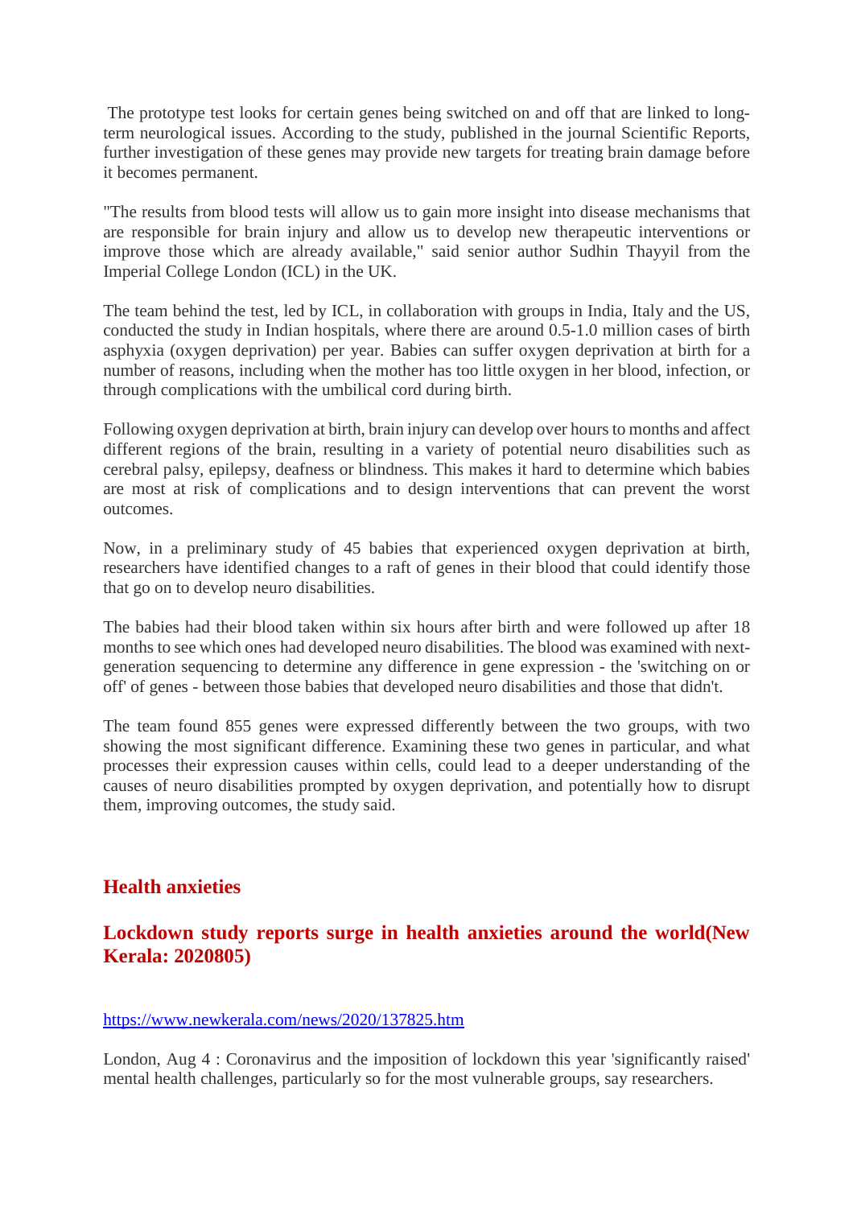The prototype test looks for certain genes being switched on and off that are linked to long-term neurological issues. According to the study, published in the journal Scientific Reports, further investigation of these genes may provide new targets for treating brain damage before it becomes permanent.

"The results from blood tests will allow us to gain more insight into disease mechanisms that are responsible for brain injury and allow us to develop new therapeutic interventions or improve those which are already available," said senior author Sudhin Thayyil from the Imperial College London (ICL) in the UK.

The team behind the test, led by ICL, in collaboration with groups in India, Italy and the US, conducted the study in Indian hospitals, where there are around 0.5-1.0 million cases of birth asphyxia (oxygen deprivation) per year. Babies can suffer oxygen deprivation at birth for a number of reasons, including when the mother has too little oxygen in her blood, infection, or through complications with the umbilical cord during birth.

Following oxygen deprivation at birth, brain injury can develop over hours to months and affect different regions of the brain, resulting in a variety of potential neuro disabilities such as cerebral palsy, epilepsy, deafness or blindness. This makes it hard to determine which babies are most at risk of complications and to design interventions that can prevent the worst outcomes.

Now, in a preliminary study of 45 babies that experienced oxygen deprivation at birth, researchers have identified changes to a raft of genes in their blood that could identify those that go on to develop neuro disabilities.

The babies had their blood taken within six hours after birth and were followed up after 18 months to see which ones had developed neuro disabilities. The blood was examined with next-generation sequencing to determine any difference in gene expression - the 'switching on or off' of genes - between those babies that developed neuro disabilities and those that didn't.

The team found 855 genes were expressed differently between the two groups, with two showing the most significant difference. Examining these two genes in particular, and what processes their expression causes within cells, could lead to a deeper understanding of the causes of neuro disabilities prompted by oxygen deprivation, and potentially how to disrupt them, improving outcomes, the study said.

## Health anxieties

## Lockdown study reports surge in health anxieties around the world(New Kerala: 2020805)

https://www.newkerala.com/news/2020/137825.htm

London, Aug 4 : Coronavirus and the imposition of lockdown this year 'significantly raised' mental health challenges, particularly so for the most vulnerable groups, say researchers.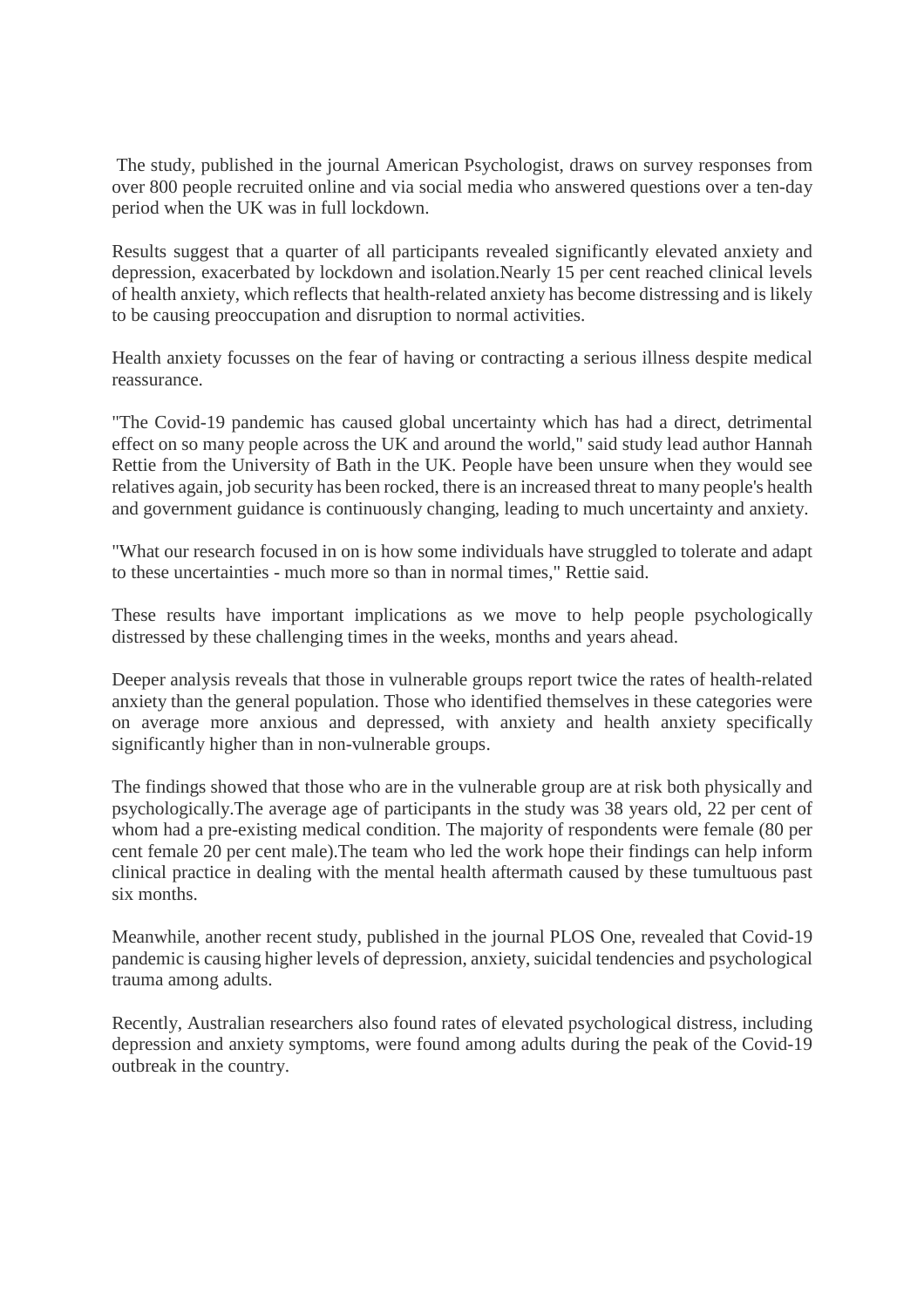The study, published in the journal American Psychologist, draws on survey responses from over 800 people recruited online and via social media who answered questions over a ten-day period when the UK was in full lockdown.

Results suggest that a quarter of all participants revealed significantly elevated anxiety and depression, exacerbated by lockdown and isolation.Nearly 15 per cent reached clinical levels of health anxiety, which reflects that health-related anxiety has become distressing and is likely to be causing preoccupation and disruption to normal activities.

Health anxiety focusses on the fear of having or contracting a serious illness despite medical reassurance.

"The Covid-19 pandemic has caused global uncertainty which has had a direct, detrimental effect on so many people across the UK and around the world," said study lead author Hannah Rettie from the University of Bath in the UK. People have been unsure when they would see relatives again, job security has been rocked, there is an increased threat to many people's health and government guidance is continuously changing, leading to much uncertainty and anxiety.

"What our research focused in on is how some individuals have struggled to tolerate and adapt to these uncertainties - much more so than in normal times," Rettie said.

These results have important implications as we move to help people psychologically distressed by these challenging times in the weeks, months and years ahead.

Deeper analysis reveals that those in vulnerable groups report twice the rates of health-related anxiety than the general population. Those who identified themselves in these categories were on average more anxious and depressed, with anxiety and health anxiety specifically significantly higher than in non-vulnerable groups.

The findings showed that those who are in the vulnerable group are at risk both physically and psychologically.The average age of participants in the study was 38 years old, 22 per cent of whom had a pre-existing medical condition. The majority of respondents were female (80 per cent female 20 per cent male).The team who led the work hope their findings can help inform clinical practice in dealing with the mental health aftermath caused by these tumultuous past six months.

Meanwhile, another recent study, published in the journal PLOS One, revealed that Covid-19 pandemic is causing higher levels of depression, anxiety, suicidal tendencies and psychological trauma among adults.

Recently, Australian researchers also found rates of elevated psychological distress, including depression and anxiety symptoms, were found among adults during the peak of the Covid-19 outbreak in the country.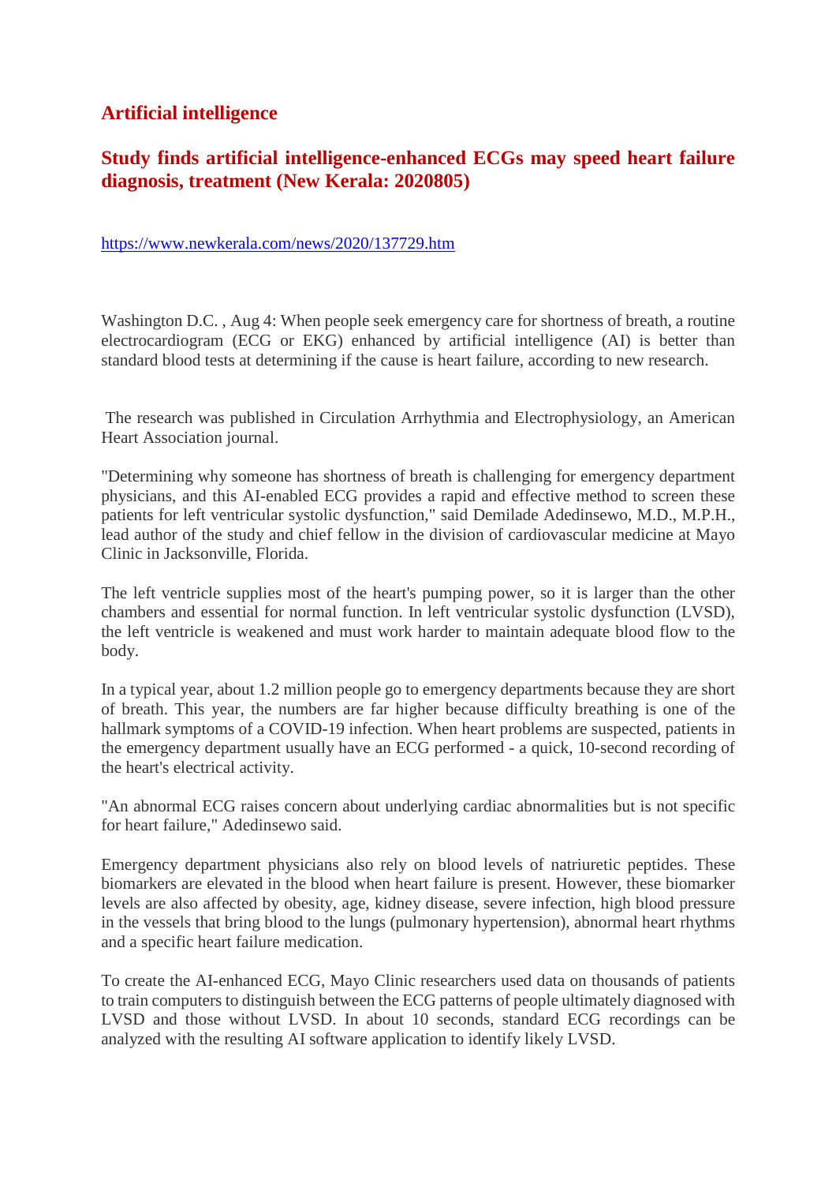## Artificial intelligence

### Study finds artificial intelligence-enhanced ECGs may speed heart failure diagnosis, treatment (New Kerala: 2020805)

https://www.newkerala.com/news/2020/137729.htm

Washington D.C. , Aug 4: When people seek emergency care for shortness of breath, a routine electrocardiogram (ECG or EKG) enhanced by artificial intelligence (AI) is better than standard blood tests at determining if the cause is heart failure, according to new research.

The research was published in Circulation Arrhythmia and Electrophysiology, an American Heart Association journal.

"Determining why someone has shortness of breath is challenging for emergency department physicians, and this AI-enabled ECG provides a rapid and effective method to screen these patients for left ventricular systolic dysfunction," said Demilade Adedinsewo, M.D., M.P.H., lead author of the study and chief fellow in the division of cardiovascular medicine at Mayo Clinic in Jacksonville, Florida.

The left ventricle supplies most of the heart's pumping power, so it is larger than the other chambers and essential for normal function. In left ventricular systolic dysfunction (LVSD), the left ventricle is weakened and must work harder to maintain adequate blood flow to the body.

In a typical year, about 1.2 million people go to emergency departments because they are short of breath. This year, the numbers are far higher because difficulty breathing is one of the hallmark symptoms of a COVID-19 infection. When heart problems are suspected, patients in the emergency department usually have an ECG performed - a quick, 10-second recording of the heart's electrical activity.

"An abnormal ECG raises concern about underlying cardiac abnormalities but is not specific for heart failure," Adedinsewo said.

Emergency department physicians also rely on blood levels of natriuretic peptides. These biomarkers are elevated in the blood when heart failure is present. However, these biomarker levels are also affected by obesity, age, kidney disease, severe infection, high blood pressure in the vessels that bring blood to the lungs (pulmonary hypertension), abnormal heart rhythms and a specific heart failure medication.

To create the AI-enhanced ECG, Mayo Clinic researchers used data on thousands of patients to train computers to distinguish between the ECG patterns of people ultimately diagnosed with LVSD and those without LVSD. In about 10 seconds, standard ECG recordings can be analyzed with the resulting AI software application to identify likely LVSD.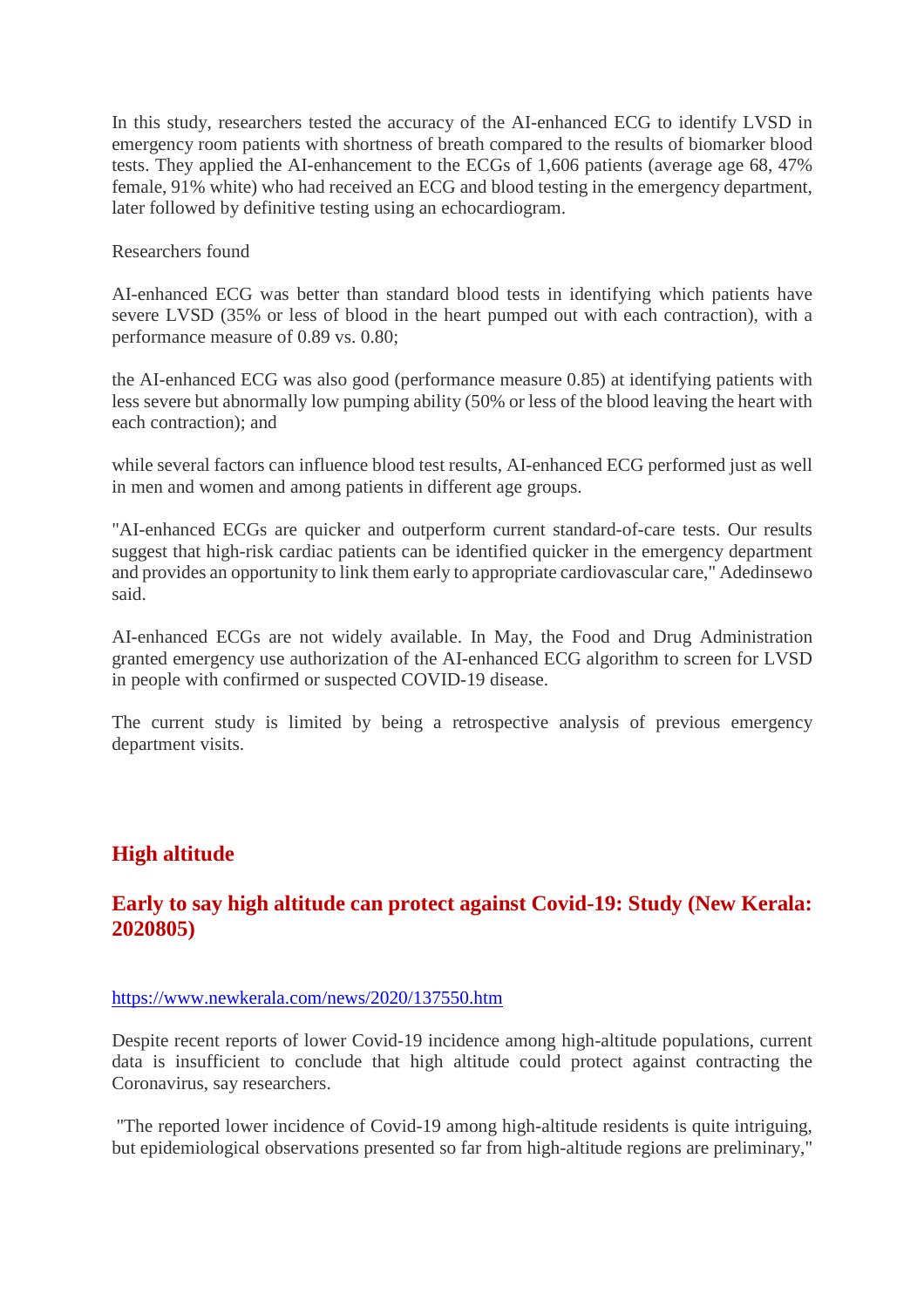In this study, researchers tested the accuracy of the AI-enhanced ECG to identify LVSD in emergency room patients with shortness of breath compared to the results of biomarker blood tests. They applied the AI-enhancement to the ECGs of 1,606 patients (average age 68, 47% female, 91% white) who had received an ECG and blood testing in the emergency department, later followed by definitive testing using an echocardiogram.

Researchers found

AI-enhanced ECG was better than standard blood tests in identifying which patients have severe LVSD (35% or less of blood in the heart pumped out with each contraction), with a performance measure of 0.89 vs. 0.80;

the AI-enhanced ECG was also good (performance measure 0.85) at identifying patients with less severe but abnormally low pumping ability (50% or less of the blood leaving the heart with each contraction); and

while several factors can influence blood test results, AI-enhanced ECG performed just as well in men and women and among patients in different age groups.

"AI-enhanced ECGs are quicker and outperform current standard-of-care tests. Our results suggest that high-risk cardiac patients can be identified quicker in the emergency department and provides an opportunity to link them early to appropriate cardiovascular care," Adedinsewo said.

AI-enhanced ECGs are not widely available. In May, the Food and Drug Administration granted emergency use authorization of the AI-enhanced ECG algorithm to screen for LVSD in people with confirmed or suspected COVID-19 disease.

The current study is limited by being a retrospective analysis of previous emergency department visits.

## High altitude

### Early to say high altitude can protect against Covid-19: Study (New Kerala: 2020805)

https://www.newkerala.com/news/2020/137550.htm

Despite recent reports of lower Covid-19 incidence among high-altitude populations, current data is insufficient to conclude that high altitude could protect against contracting the Coronavirus, say researchers.

"The reported lower incidence of Covid-19 among high-altitude residents is quite intriguing, but epidemiological observations presented so far from high-altitude regions are preliminary,"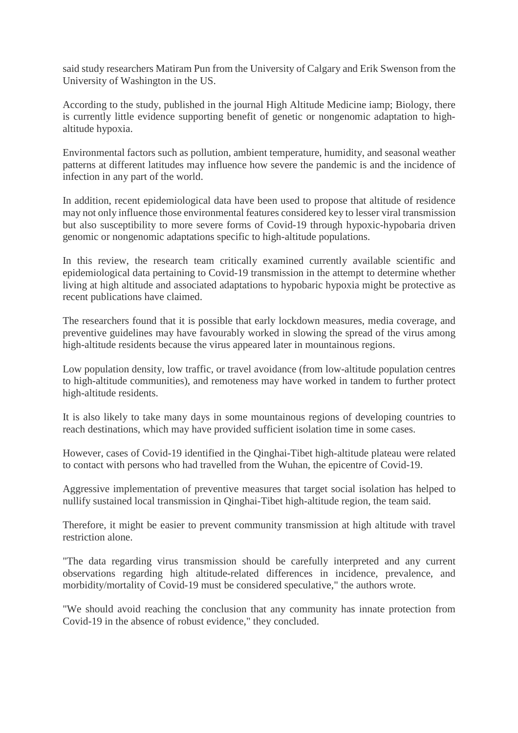said study researchers Matiram Pun from the University of Calgary and Erik Swenson from the University of Washington in the US.

According to the study, published in the journal High Altitude Medicine iamp; Biology, there is currently little evidence supporting benefit of genetic or nongenomic adaptation to high-altitude hypoxia.

Environmental factors such as pollution, ambient temperature, humidity, and seasonal weather patterns at different latitudes may influence how severe the pandemic is and the incidence of infection in any part of the world.

In addition, recent epidemiological data have been used to propose that altitude of residence may not only influence those environmental features considered key to lesser viral transmission but also susceptibility to more severe forms of Covid-19 through hypoxic-hypobaria driven genomic or nongenomic adaptations specific to high-altitude populations.

In this review, the research team critically examined currently available scientific and epidemiological data pertaining to Covid-19 transmission in the attempt to determine whether living at high altitude and associated adaptations to hypobaric hypoxia might be protective as recent publications have claimed.

The researchers found that it is possible that early lockdown measures, media coverage, and preventive guidelines may have favourably worked in slowing the spread of the virus among high-altitude residents because the virus appeared later in mountainous regions.

Low population density, low traffic, or travel avoidance (from low-altitude population centres to high-altitude communities), and remoteness may have worked in tandem to further protect high-altitude residents.

It is also likely to take many days in some mountainous regions of developing countries to reach destinations, which may have provided sufficient isolation time in some cases.

However, cases of Covid-19 identified in the Qinghai-Tibet high-altitude plateau were related to contact with persons who had travelled from the Wuhan, the epicentre of Covid-19.

Aggressive implementation of preventive measures that target social isolation has helped to nullify sustained local transmission in Qinghai-Tibet high-altitude region, the team said.

Therefore, it might be easier to prevent community transmission at high altitude with travel restriction alone.

"The data regarding virus transmission should be carefully interpreted and any current observations regarding high altitude-related differences in incidence, prevalence, and morbidity/mortality of Covid-19 must be considered speculative," the authors wrote.

"We should avoid reaching the conclusion that any community has innate protection from Covid-19 in the absence of robust evidence," they concluded.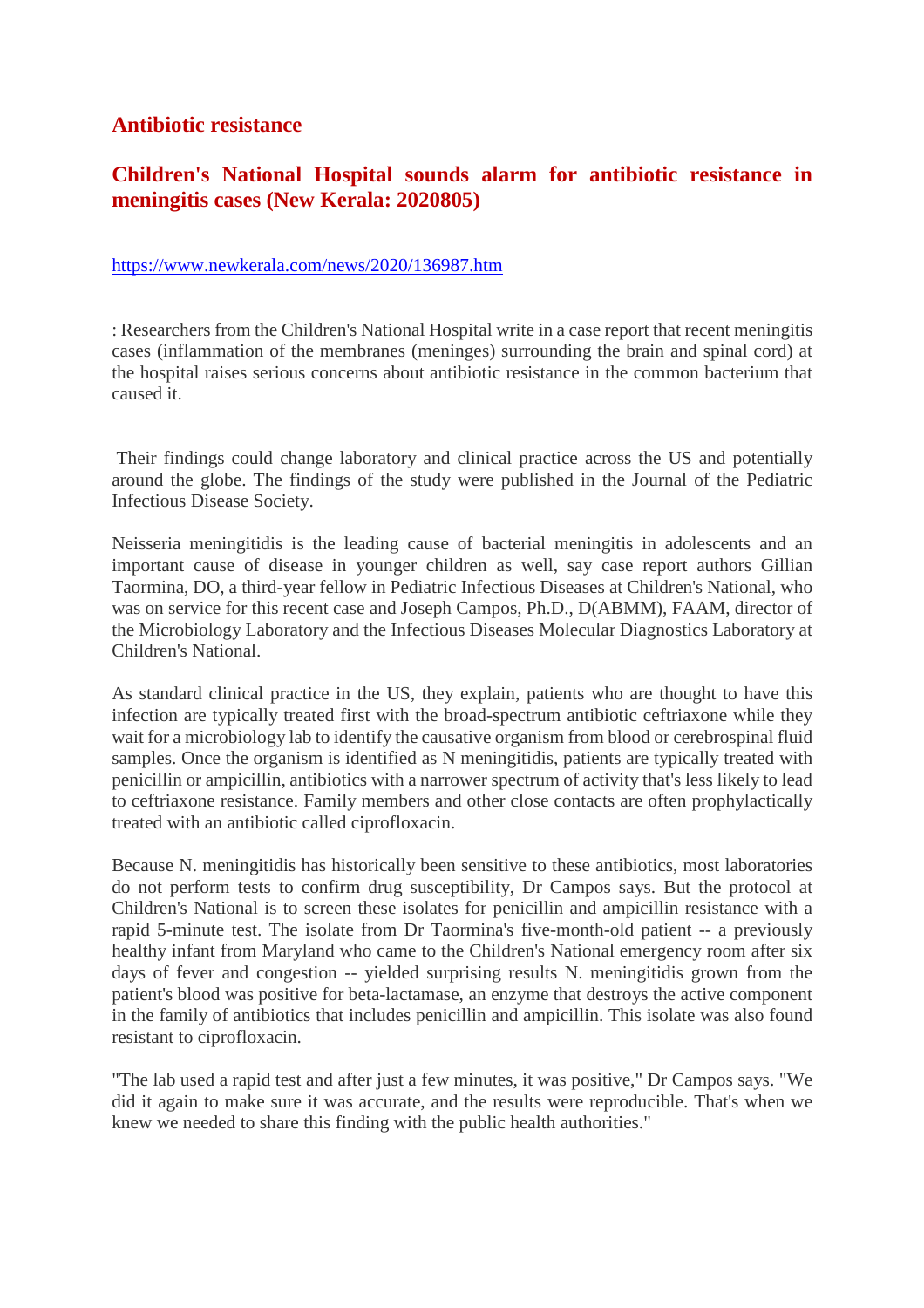## Antibiotic resistance

## Children's National Hospital sounds alarm for antibiotic resistance in meningitis cases (New Kerala: 2020805)

https://www.newkerala.com/news/2020/136987.htm

: Researchers from the Children's National Hospital write in a case report that recent meningitis cases (inflammation of the membranes (meninges) surrounding the brain and spinal cord) at the hospital raises serious concerns about antibiotic resistance in the common bacterium that caused it.

Their findings could change laboratory and clinical practice across the US and potentially around the globe. The findings of the study were published in the Journal of the Pediatric Infectious Disease Society.

Neisseria meningitidis is the leading cause of bacterial meningitis in adolescents and an important cause of disease in younger children as well, say case report authors Gillian Taormina, DO, a third-year fellow in Pediatric Infectious Diseases at Children's National, who was on service for this recent case and Joseph Campos, Ph.D., D(ABMM), FAAM, director of the Microbiology Laboratory and the Infectious Diseases Molecular Diagnostics Laboratory at Children's National.

As standard clinical practice in the US, they explain, patients who are thought to have this infection are typically treated first with the broad-spectrum antibiotic ceftriaxone while they wait for a microbiology lab to identify the causative organism from blood or cerebrospinal fluid samples. Once the organism is identified as N meningitidis, patients are typically treated with penicillin or ampicillin, antibiotics with a narrower spectrum of activity that's less likely to lead to ceftriaxone resistance. Family members and other close contacts are often prophylactically treated with an antibiotic called ciprofloxacin.

Because N. meningitidis has historically been sensitive to these antibiotics, most laboratories do not perform tests to confirm drug susceptibility, Dr Campos says. But the protocol at Children's National is to screen these isolates for penicillin and ampicillin resistance with a rapid 5-minute test. The isolate from Dr Taormina's five-month-old patient -- a previously healthy infant from Maryland who came to the Children's National emergency room after six days of fever and congestion -- yielded surprising results N. meningitidis grown from the patient's blood was positive for beta-lactamase, an enzyme that destroys the active component in the family of antibiotics that includes penicillin and ampicillin. This isolate was also found resistant to ciprofloxacin.

"The lab used a rapid test and after just a few minutes, it was positive," Dr Campos says. "We did it again to make sure it was accurate, and the results were reproducible. That's when we knew we needed to share this finding with the public health authorities."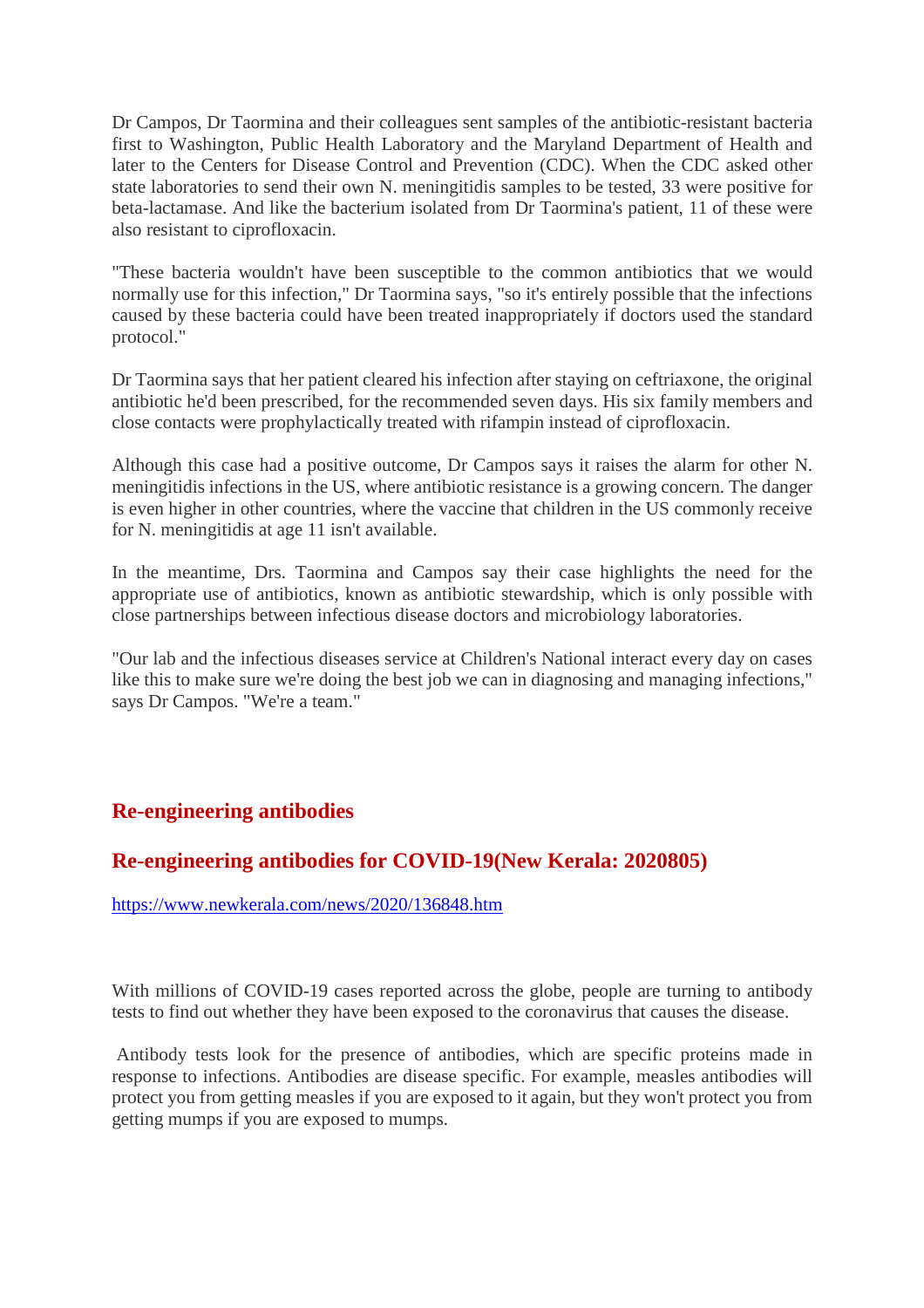Dr Campos, Dr Taormina and their colleagues sent samples of the antibiotic-resistant bacteria first to Washington, Public Health Laboratory and the Maryland Department of Health and later to the Centers for Disease Control and Prevention (CDC). When the CDC asked other state laboratories to send their own N. meningitidis samples to be tested, 33 were positive for beta-lactamase. And like the bacterium isolated from Dr Taormina's patient, 11 of these were also resistant to ciprofloxacin.

"These bacteria wouldn't have been susceptible to the common antibiotics that we would normally use for this infection," Dr Taormina says, "so it's entirely possible that the infections caused by these bacteria could have been treated inappropriately if doctors used the standard protocol."

Dr Taormina says that her patient cleared his infection after staying on ceftriaxone, the original antibiotic he'd been prescribed, for the recommended seven days. His six family members and close contacts were prophylactically treated with rifampin instead of ciprofloxacin.

Although this case had a positive outcome, Dr Campos says it raises the alarm for other N. meningitidis infections in the US, where antibiotic resistance is a growing concern. The danger is even higher in other countries, where the vaccine that children in the US commonly receive for N. meningitidis at age 11 isn't available.

In the meantime, Drs. Taormina and Campos say their case highlights the need for the appropriate use of antibiotics, known as antibiotic stewardship, which is only possible with close partnerships between infectious disease doctors and microbiology laboratories.

"Our lab and the infectious diseases service at Children's National interact every day on cases like this to make sure we're doing the best job we can in diagnosing and managing infections," says Dr Campos. "We're a team."

## Re-engineering antibodies

## Re-engineering antibodies for COVID-19(New Kerala: 2020805)

https://www.newkerala.com/news/2020/136848.htm

With millions of COVID-19 cases reported across the globe, people are turning to antibody tests to find out whether they have been exposed to the coronavirus that causes the disease.

Antibody tests look for the presence of antibodies, which are specific proteins made in response to infections. Antibodies are disease specific. For example, measles antibodies will protect you from getting measles if you are exposed to it again, but they won't protect you from getting mumps if you are exposed to mumps.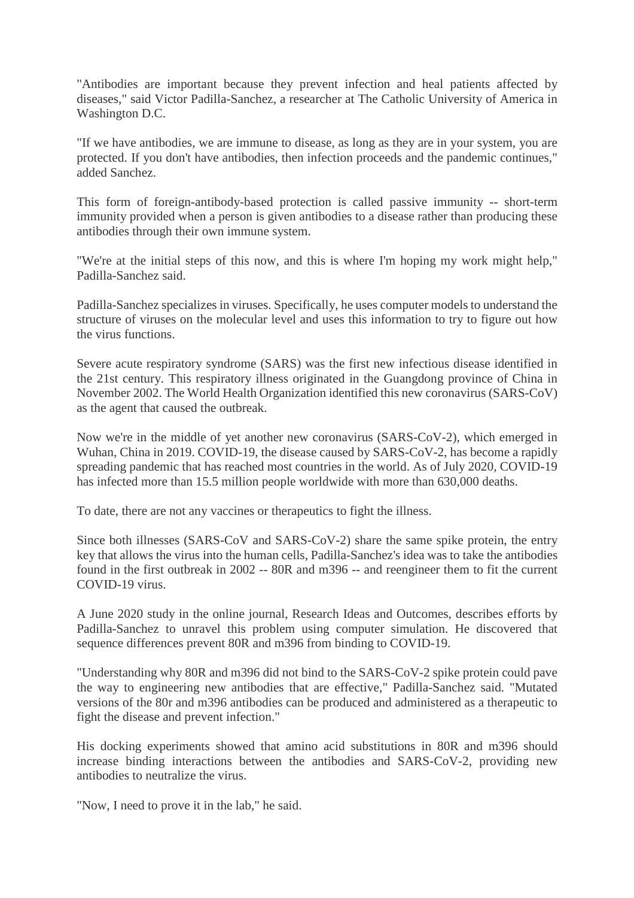"Antibodies are important because they prevent infection and heal patients affected by diseases," said Victor Padilla-Sanchez, a researcher at The Catholic University of America in Washington D.C.

"If we have antibodies, we are immune to disease, as long as they are in your system, you are protected. If you don't have antibodies, then infection proceeds and the pandemic continues," added Sanchez.

This form of foreign-antibody-based protection is called passive immunity -- short-term immunity provided when a person is given antibodies to a disease rather than producing these antibodies through their own immune system.

"We're at the initial steps of this now, and this is where I'm hoping my work might help," Padilla-Sanchez said.

Padilla-Sanchez specializes in viruses. Specifically, he uses computer models to understand the structure of viruses on the molecular level and uses this information to try to figure out how the virus functions.

Severe acute respiratory syndrome (SARS) was the first new infectious disease identified in the 21st century. This respiratory illness originated in the Guangdong province of China in November 2002. The World Health Organization identified this new coronavirus (SARS-CoV) as the agent that caused the outbreak.

Now we're in the middle of yet another new coronavirus (SARS-CoV-2), which emerged in Wuhan, China in 2019. COVID-19, the disease caused by SARS-CoV-2, has become a rapidly spreading pandemic that has reached most countries in the world. As of July 2020, COVID-19 has infected more than 15.5 million people worldwide with more than 630,000 deaths.

To date, there are not any vaccines or therapeutics to fight the illness.

Since both illnesses (SARS-CoV and SARS-CoV-2) share the same spike protein, the entry key that allows the virus into the human cells, Padilla-Sanchez's idea was to take the antibodies found in the first outbreak in 2002 -- 80R and m396 -- and reengineer them to fit the current COVID-19 virus.

A June 2020 study in the online journal, Research Ideas and Outcomes, describes efforts by Padilla-Sanchez to unravel this problem using computer simulation. He discovered that sequence differences prevent 80R and m396 from binding to COVID-19.

"Understanding why 80R and m396 did not bind to the SARS-CoV-2 spike protein could pave the way to engineering new antibodies that are effective," Padilla-Sanchez said. "Mutated versions of the 80r and m396 antibodies can be produced and administered as a therapeutic to fight the disease and prevent infection."

His docking experiments showed that amino acid substitutions in 80R and m396 should increase binding interactions between the antibodies and SARS-CoV-2, providing new antibodies to neutralize the virus.

"Now, I need to prove it in the lab," he said.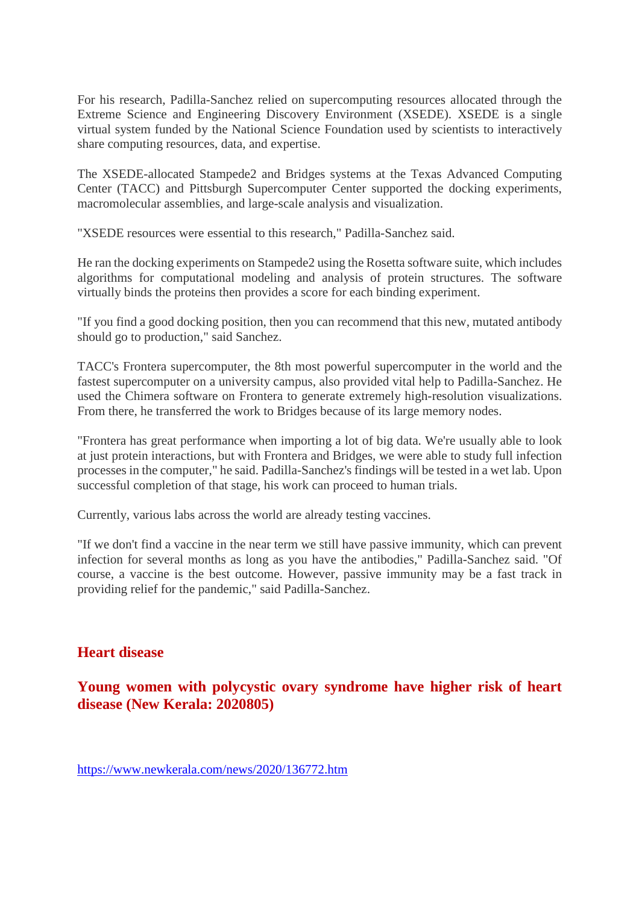For his research, Padilla-Sanchez relied on supercomputing resources allocated through the Extreme Science and Engineering Discovery Environment (XSEDE). XSEDE is a single virtual system funded by the National Science Foundation used by scientists to interactively share computing resources, data, and expertise.

The XSEDE-allocated Stampede2 and Bridges systems at the Texas Advanced Computing Center (TACC) and Pittsburgh Supercomputer Center supported the docking experiments, macromolecular assemblies, and large-scale analysis and visualization.

"XSEDE resources were essential to this research," Padilla-Sanchez said.

He ran the docking experiments on Stampede2 using the Rosetta software suite, which includes algorithms for computational modeling and analysis of protein structures. The software virtually binds the proteins then provides a score for each binding experiment.

"If you find a good docking position, then you can recommend that this new, mutated antibody should go to production," said Sanchez.

TACC's Frontera supercomputer, the 8th most powerful supercomputer in the world and the fastest supercomputer on a university campus, also provided vital help to Padilla-Sanchez. He used the Chimera software on Frontera to generate extremely high-resolution visualizations. From there, he transferred the work to Bridges because of its large memory nodes.

"Frontera has great performance when importing a lot of big data. We're usually able to look at just protein interactions, but with Frontera and Bridges, we were able to study full infection processes in the computer," he said. Padilla-Sanchez's findings will be tested in a wet lab. Upon successful completion of that stage, his work can proceed to human trials.

Currently, various labs across the world are already testing vaccines.

"If we don't find a vaccine in the near term we still have passive immunity, which can prevent infection for several months as long as you have the antibodies," Padilla-Sanchez said. "Of course, a vaccine is the best outcome. However, passive immunity may be a fast track in providing relief for the pandemic," said Padilla-Sanchez.

## Heart disease

### Young women with polycystic ovary syndrome have higher risk of heart disease (New Kerala: 2020805)

https://www.newkerala.com/news/2020/136772.htm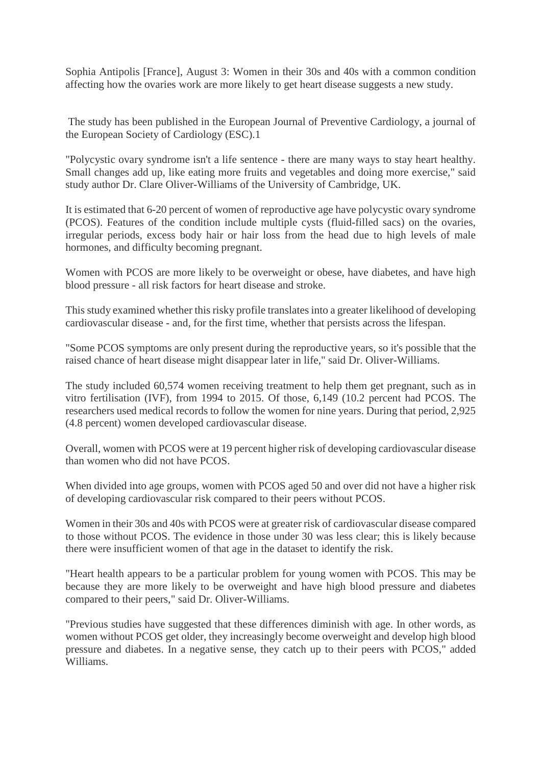Sophia Antipolis [France], August 3: Women in their 30s and 40s with a common condition affecting how the ovaries work are more likely to get heart disease suggests a new study.

The study has been published in the European Journal of Preventive Cardiology, a journal of the European Society of Cardiology (ESC).1

"Polycystic ovary syndrome isn't a life sentence - there are many ways to stay heart healthy. Small changes add up, like eating more fruits and vegetables and doing more exercise," said study author Dr. Clare Oliver-Williams of the University of Cambridge, UK.

It is estimated that 6-20 percent of women of reproductive age have polycystic ovary syndrome (PCOS). Features of the condition include multiple cysts (fluid-filled sacs) on the ovaries, irregular periods, excess body hair or hair loss from the head due to high levels of male hormones, and difficulty becoming pregnant.

Women with PCOS are more likely to be overweight or obese, have diabetes, and have high blood pressure - all risk factors for heart disease and stroke.

This study examined whether this risky profile translates into a greater likelihood of developing cardiovascular disease - and, for the first time, whether that persists across the lifespan.

"Some PCOS symptoms are only present during the reproductive years, so it's possible that the raised chance of heart disease might disappear later in life," said Dr. Oliver-Williams.

The study included 60,574 women receiving treatment to help them get pregnant, such as in vitro fertilisation (IVF), from 1994 to 2015. Of those, 6,149 (10.2 percent had PCOS. The researchers used medical records to follow the women for nine years. During that period, 2,925 (4.8 percent) women developed cardiovascular disease.

Overall, women with PCOS were at 19 percent higher risk of developing cardiovascular disease than women who did not have PCOS.

When divided into age groups, women with PCOS aged 50 and over did not have a higher risk of developing cardiovascular risk compared to their peers without PCOS.

Women in their 30s and 40s with PCOS were at greater risk of cardiovascular disease compared to those without PCOS. The evidence in those under 30 was less clear; this is likely because there were insufficient women of that age in the dataset to identify the risk.

"Heart health appears to be a particular problem for young women with PCOS. This may be because they are more likely to be overweight and have high blood pressure and diabetes compared to their peers," said Dr. Oliver-Williams.

"Previous studies have suggested that these differences diminish with age. In other words, as women without PCOS get older, they increasingly become overweight and develop high blood pressure and diabetes. In a negative sense, they catch up to their peers with PCOS," added Williams.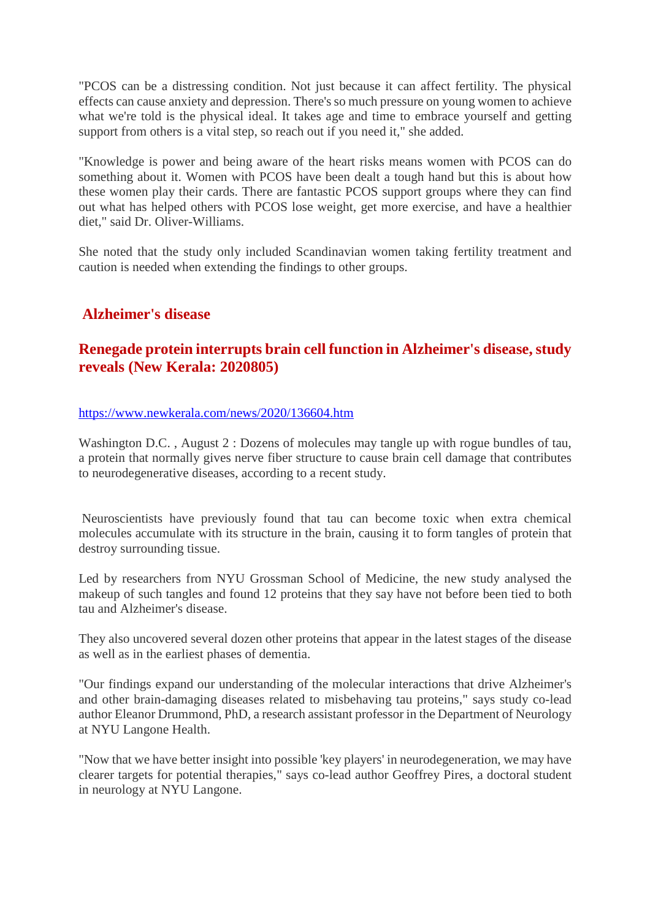"PCOS can be a distressing condition. Not just because it can affect fertility. The physical effects can cause anxiety and depression. There's so much pressure on young women to achieve what we're told is the physical ideal. It takes age and time to embrace yourself and getting support from others is a vital step, so reach out if you need it," she added.

"Knowledge is power and being aware of the heart risks means women with PCOS can do something about it. Women with PCOS have been dealt a tough hand but this is about how these women play their cards. There are fantastic PCOS support groups where they can find out what has helped others with PCOS lose weight, get more exercise, and have a healthier diet," said Dr. Oliver-Williams.

She noted that the study only included Scandinavian women taking fertility treatment and caution is needed when extending the findings to other groups.

## Alzheimer's disease

### Renegade protein interrupts brain cell function in Alzheimer's disease, study reveals (New Kerala: 2020805)

https://www.newkerala.com/news/2020/136604.htm

Washington D.C. , August 2 : Dozens of molecules may tangle up with rogue bundles of tau, a protein that normally gives nerve fiber structure to cause brain cell damage that contributes to neurodegenerative diseases, according to a recent study.

Neuroscientists have previously found that tau can become toxic when extra chemical molecules accumulate with its structure in the brain, causing it to form tangles of protein that destroy surrounding tissue.

Led by researchers from NYU Grossman School of Medicine, the new study analysed the makeup of such tangles and found 12 proteins that they say have not before been tied to both tau and Alzheimer's disease.

They also uncovered several dozen other proteins that appear in the latest stages of the disease as well as in the earliest phases of dementia.

"Our findings expand our understanding of the molecular interactions that drive Alzheimer's and other brain-damaging diseases related to misbehaving tau proteins," says study co-lead author Eleanor Drummond, PhD, a research assistant professor in the Department of Neurology at NYU Langone Health.

"Now that we have better insight into possible 'key players' in neurodegeneration, we may have clearer targets for potential therapies," says co-lead author Geoffrey Pires, a doctoral student in neurology at NYU Langone.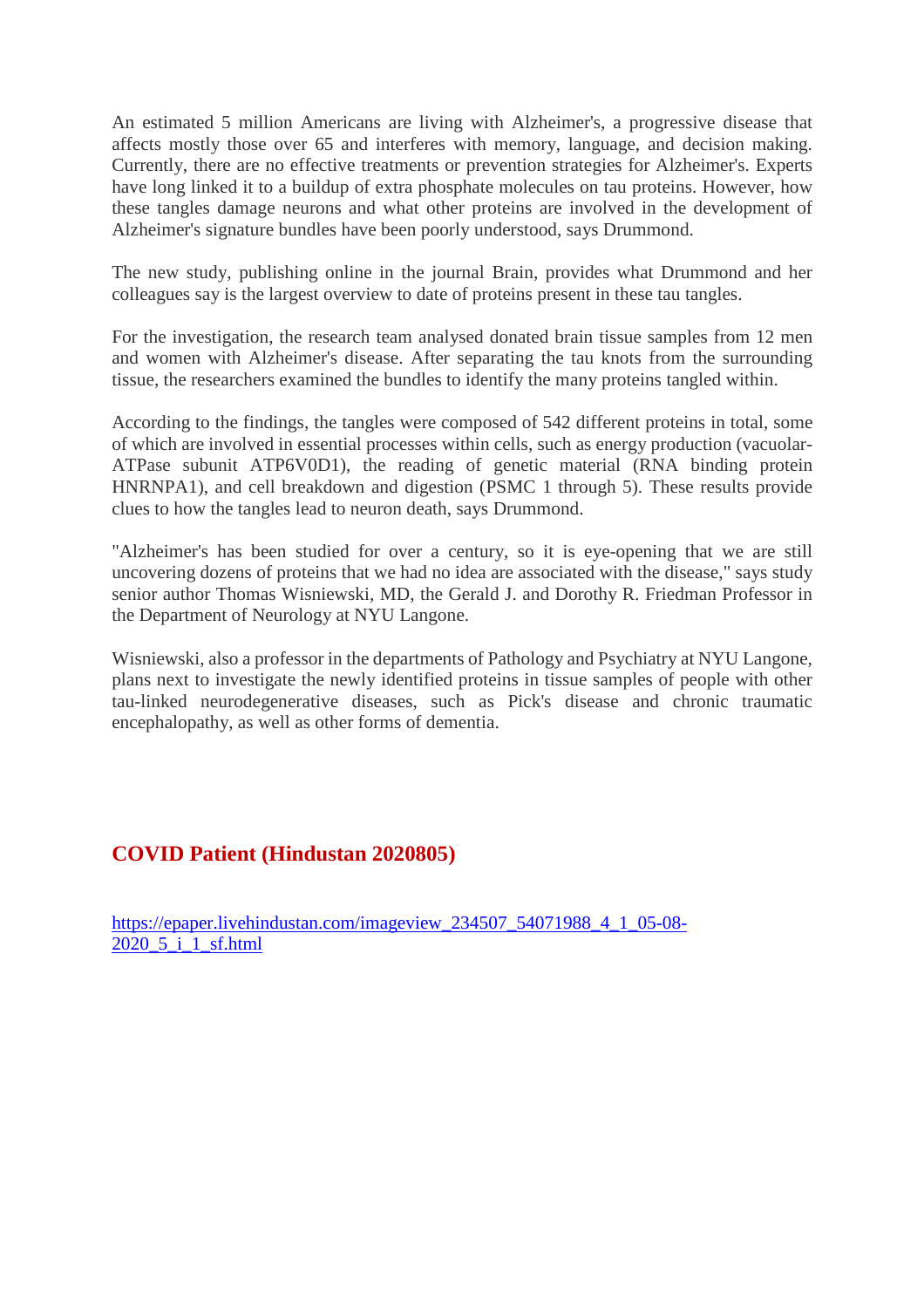An estimated 5 million Americans are living with Alzheimer's, a progressive disease that affects mostly those over 65 and interferes with memory, language, and decision making. Currently, there are no effective treatments or prevention strategies for Alzheimer's. Experts have long linked it to a buildup of extra phosphate molecules on tau proteins. However, how these tangles damage neurons and what other proteins are involved in the development of Alzheimer's signature bundles have been poorly understood, says Drummond.

The new study, publishing online in the journal Brain, provides what Drummond and her colleagues say is the largest overview to date of proteins present in these tau tangles.

For the investigation, the research team analysed donated brain tissue samples from 12 men and women with Alzheimer's disease. After separating the tau knots from the surrounding tissue, the researchers examined the bundles to identify the many proteins tangled within.

According to the findings, the tangles were composed of 542 different proteins in total, some of which are involved in essential processes within cells, such as energy production (vacuolar-ATPase subunit ATP6V0D1), the reading of genetic material (RNA binding protein HNRNPA1), and cell breakdown and digestion (PSMC 1 through 5). These results provide clues to how the tangles lead to neuron death, says Drummond.

"Alzheimer's has been studied for over a century, so it is eye-opening that we are still uncovering dozens of proteins that we had no idea are associated with the disease," says study senior author Thomas Wisniewski, MD, the Gerald J. and Dorothy R. Friedman Professor in the Department of Neurology at NYU Langone.

Wisniewski, also a professor in the departments of Pathology and Psychiatry at NYU Langone, plans next to investigate the newly identified proteins in tissue samples of people with other tau-linked neurodegenerative diseases, such as Pick's disease and chronic traumatic encephalopathy, as well as other forms of dementia.

## COVID Patient (Hindustan 2020805)

https://epaper.livehindustan.com/imageview_234507_54071988_4_1_05-08-2020_5_i_1_sf.html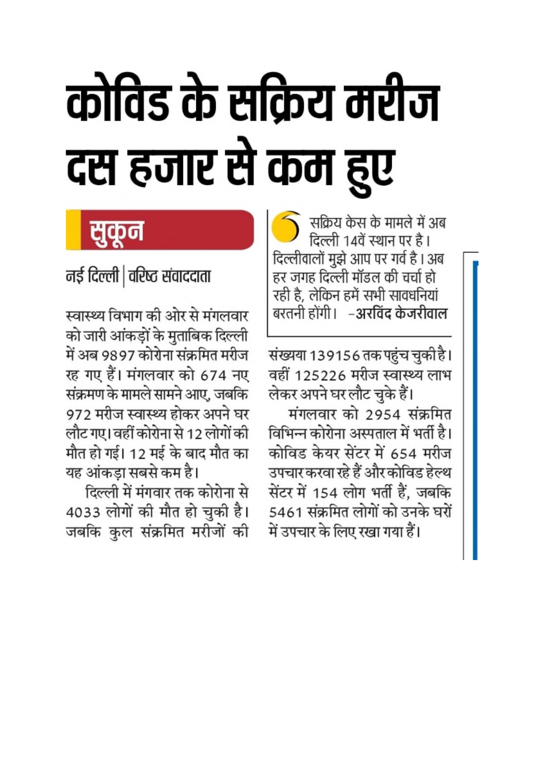# कोविड के सक्रिय मरीज दस हजार से कम हुए

## सुकून

नई दिल्ली | वरिष्ठ संवाददाता

स्वास्थ्य विभाग की ओर से मंगलवार को जारी आंकड़ों के मुताबिक दिल्ली में अब 9897 कोरोना संक्रमित मरीज रह गए हैं। मंगलवार को 674 नए संक्रमण के मामले सामने आए, जबकि 972 मरीज स्वास्थ्य होकर अपने घर लौट गए। वहीं कोरोना से 12 लोगों की मौत हो गई। 12 मई के बाद मौत का यह आंकड़ा सबसे कम है।

दिल्ली में मंगवार तक कोरोना से 4033 लोगों की मौत हो चुकी है। जबकि कुल संक्रमित मरीजों की संख्यया 139156 तक पहुंच चुकी है। वहीं 125226 मरीज स्वास्थ्य लाभ लेकर अपने घर लौट चुके हैं।

मंगलवार को 2954 संक्रमित विभिन्न कोरोना अस्पताल में भर्ती है। कोविड केयर सेंटर में 654 मरीज उपचार करवा रहे हैं और कोविड हेल्थ सेंटर में 154 लोग भर्ती हैं, जबकि 5461 संक्रमित लोगों को उनके घरों में उपचार के लिए रखा गया हैं।

> सक्रिय केस के मामले में अब दिल्ली 14वें स्थान पर है। दिल्लीवालों मुझे आप पर गर्व है। अब हर जगह दिल्ली मॉडल की चर्चा हो रही है, लेकिन हमें सभी सावधनियां बरतनी होंगी। **-अरविंद केजरीवाल**